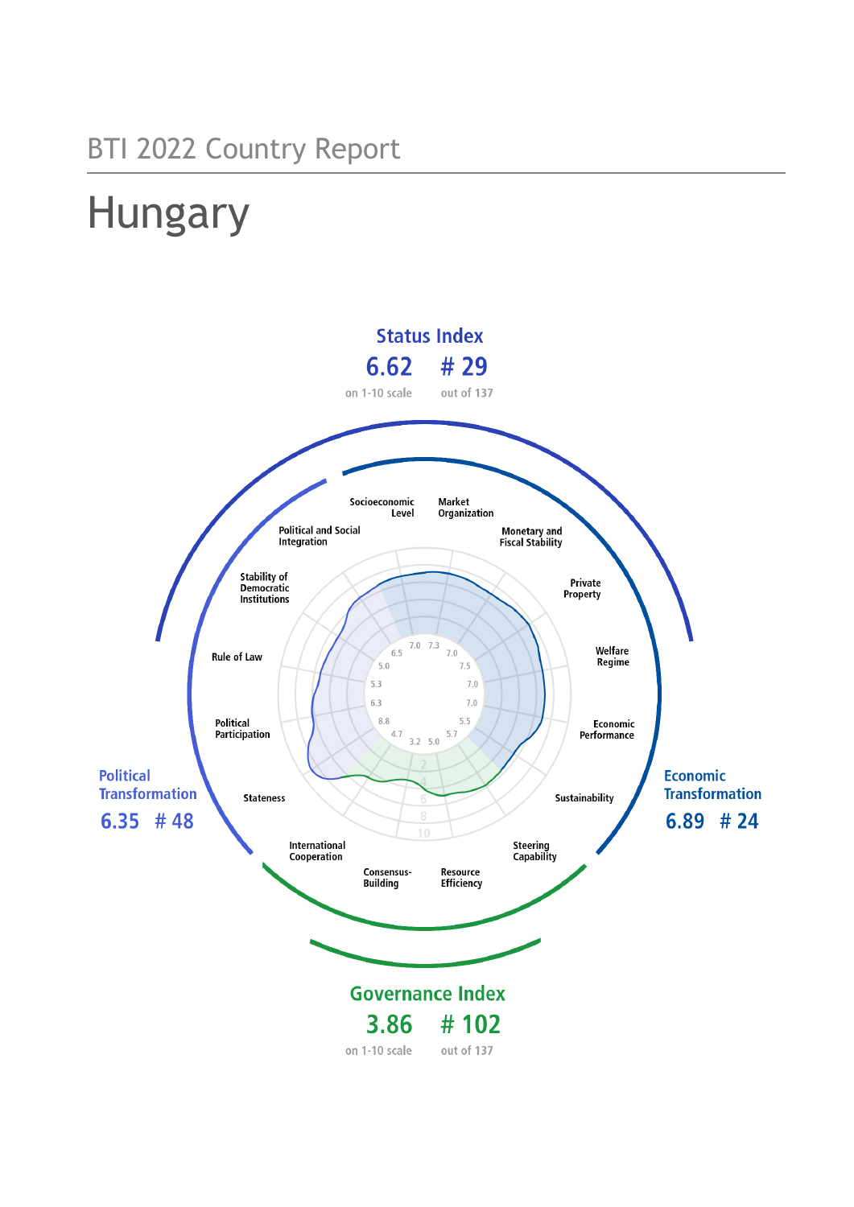BTI 2022 Country Report

# Hungary

**Status Index**

**6.62** on 1-10 scale

**# 29** out of 137

**Political Transformation**

**6.35 # 48**

**Economic Transformation**

**6.89 # 24**

**Governance Index**

**3.86** on 1-10 scale

**# 102** out of 137

| Criterion | Score |
|---|---|
| Stateness | 8.8 |
| Political Participation | 6.3 |
| Rule of Law | 5.3 |
| Stability of Democratic Institutions | 5.0 |
| Political and Social Integration | 6.5 |
| Socioeconomic Level | 7.0 |
| Market Organization | 7.3 |
| Monetary and Fiscal Stability | 7.0 |
| Private Property | 7.5 |
| Welfare Regime | 7.0 |
| Economic Performance | 7.0 |
| Sustainability | 5.5 |
| Steering Capability | 5.7 |
| Resource Efficiency | 5.0 |
| Consensus-Building | 3.2 |
| International Cooperation | 4.7 |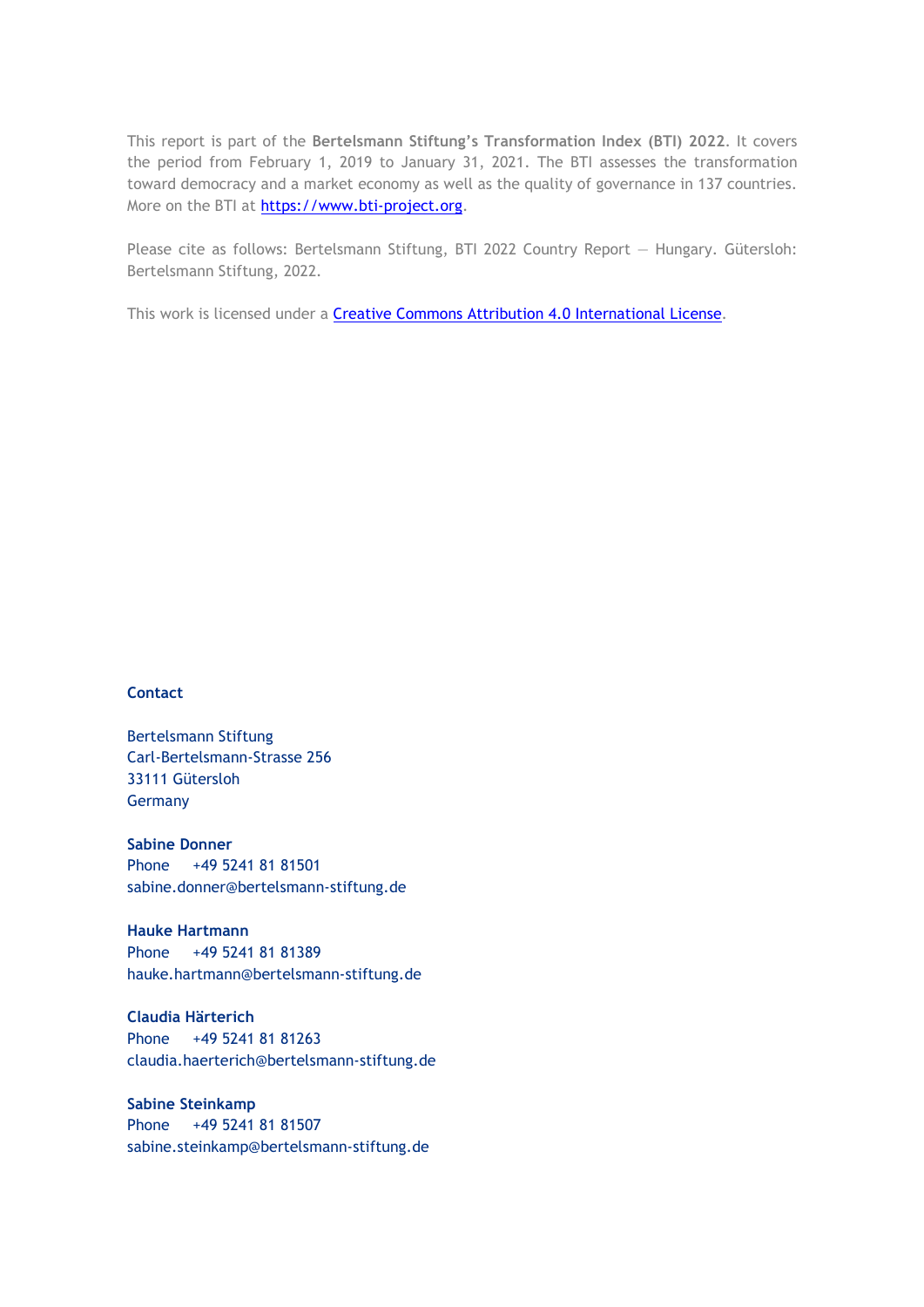This report is part of the **Bertelsmann Stiftung's Transformation Index (BTI) 2022**. It covers the period from February 1, 2019 to January 31, 2021. The BTI assesses the transformation toward democracy and a market economy as well as the quality of governance in 137 countries. More on the BTI at [https://www.bti-project.org](https://www.bti-project.org).

Please cite as follows: Bertelsmann Stiftung, BTI 2022 Country Report — Hungary. Gütersloh: Bertelsmann Stiftung, 2022.

This work is licensed under a [Creative Commons Attribution 4.0 International License](https://creativecommons.org/licenses/by/4.0/).

**Contact**

Bertelsmann Stiftung
Carl-Bertelsmann-Strasse 256
33111 Gütersloh
Germany

**Sabine Donner**
Phone +49 5241 81 81501
sabine.donner@bertelsmann-stiftung.de

**Hauke Hartmann**
Phone +49 5241 81 81389
hauke.hartmann@bertelsmann-stiftung.de

**Claudia Härterich**
Phone +49 5241 81 81263
claudia.haerterich@bertelsmann-stiftung.de

**Sabine Steinkamp**
Phone +49 5241 81 81507
sabine.steinkamp@bertelsmann-stiftung.de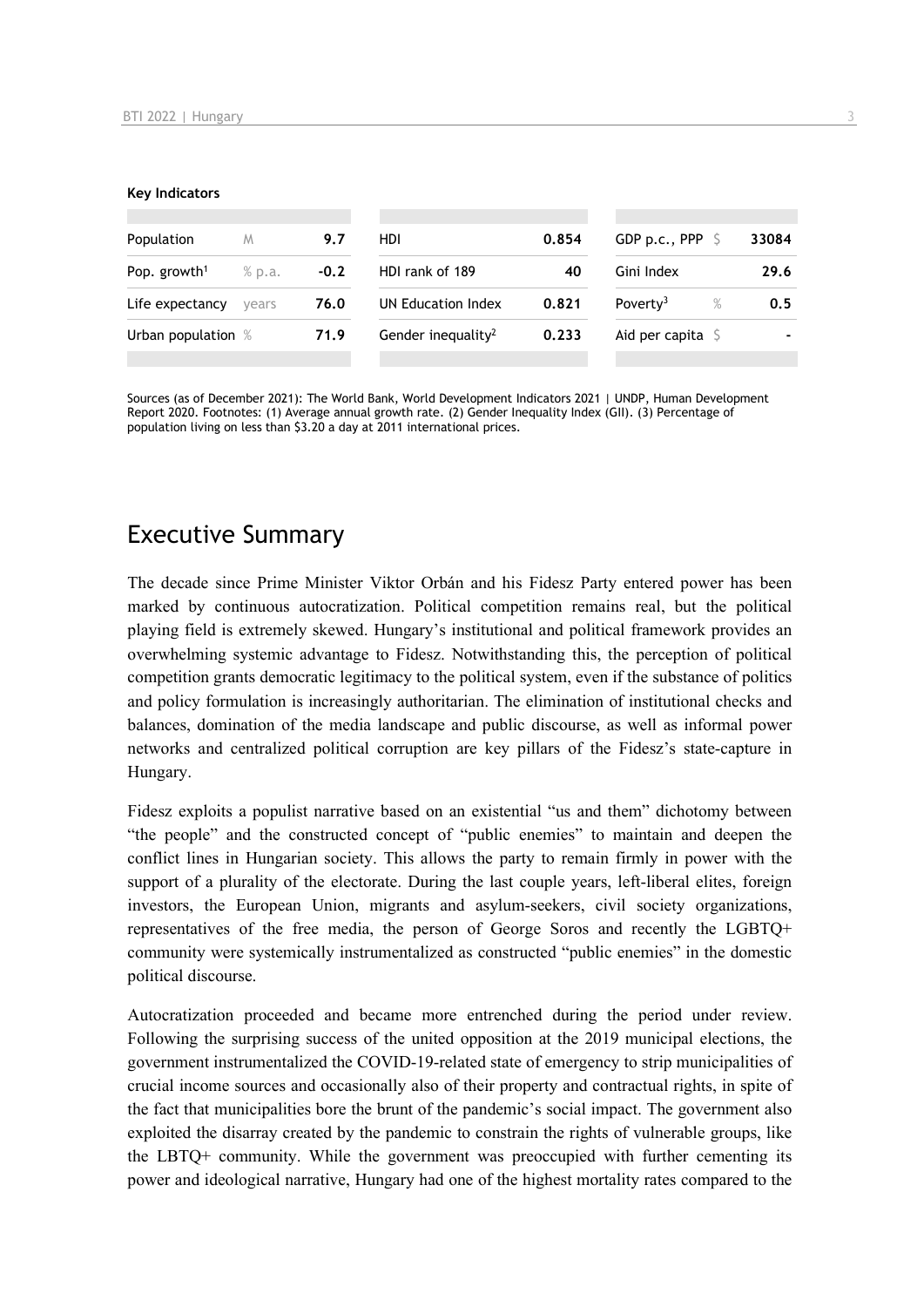**Key Indicators**

| Population | M | 9.7 | HDI | 0.854 | GDP p.c., PPP | $ | 33084 |
|---|---|---|---|---|---|---|---|
| Pop. growth[1] | % p.a. | -0.2 | HDI rank of 189 | 40 | Gini Index | | 29.6 |
| Life expectancy | years | 76.0 | UN Education Index | 0.821 | Poverty[3] | % | 0.5 |
| Urban population | % | 71.9 | Gender inequality[2] | 0.233 | Aid per capita | $ | - |

Sources (as of December 2021): The World Bank, World Development Indicators 2021 | UNDP, Human Development Report 2020. Footnotes: (1) Average annual growth rate. (2) Gender Inequality Index (GII). (3) Percentage of population living on less than $3.20 a day at 2011 international prices.

## Executive Summary

The decade since Prime Minister Viktor Orbán and his Fidesz Party entered power has been marked by continuous autocratization. Political competition remains real, but the political playing field is extremely skewed. Hungary's institutional and political framework provides an overwhelming systemic advantage to Fidesz. Notwithstanding this, the perception of political competition grants democratic legitimacy to the political system, even if the substance of politics and policy formulation is increasingly authoritarian. The elimination of institutional checks and balances, domination of the media landscape and public discourse, as well as informal power networks and centralized political corruption are key pillars of the Fidesz's state-capture in Hungary.

Fidesz exploits a populist narrative based on an existential "us and them" dichotomy between "the people" and the constructed concept of "public enemies" to maintain and deepen the conflict lines in Hungarian society. This allows the party to remain firmly in power with the support of a plurality of the electorate. During the last couple years, left-liberal elites, foreign investors, the European Union, migrants and asylum-seekers, civil society organizations, representatives of the free media, the person of George Soros and recently the LGBTQ+ community were systemically instrumentalized as constructed "public enemies" in the domestic political discourse.

Autocratization proceeded and became more entrenched during the period under review. Following the surprising success of the united opposition at the 2019 municipal elections, the government instrumentalized the COVID-19-related state of emergency to strip municipalities of crucial income sources and occasionally also of their property and contractual rights, in spite of the fact that municipalities bore the brunt of the pandemic's social impact. The government also exploited the disarray created by the pandemic to constrain the rights of vulnerable groups, like the LBTQ+ community. While the government was preoccupied with further cementing its power and ideological narrative, Hungary had one of the highest mortality rates compared to the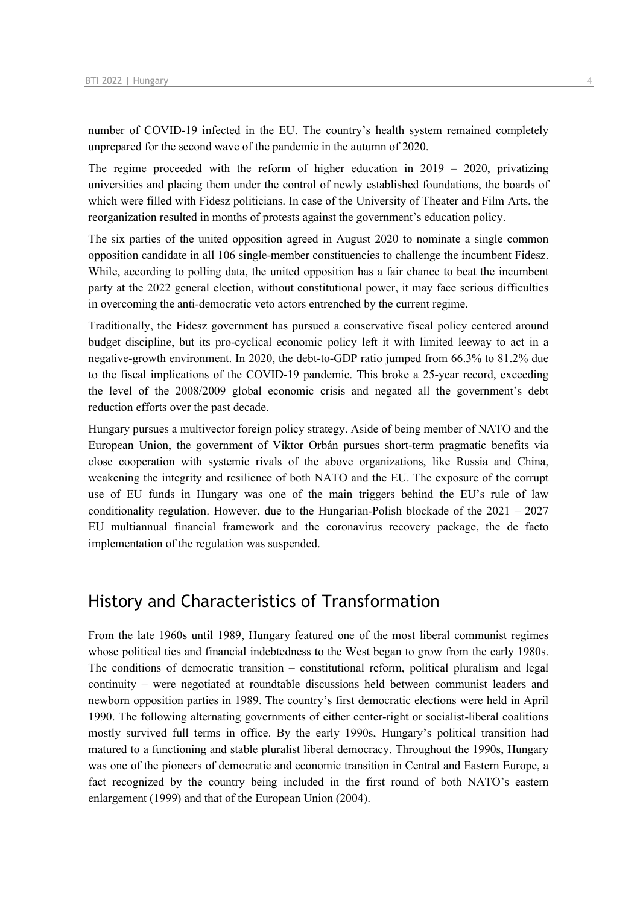number of COVID-19 infected in the EU. The country's health system remained completely unprepared for the second wave of the pandemic in the autumn of 2020.

The regime proceeded with the reform of higher education in 2019 – 2020, privatizing universities and placing them under the control of newly established foundations, the boards of which were filled with Fidesz politicians. In case of the University of Theater and Film Arts, the reorganization resulted in months of protests against the government's education policy.

The six parties of the united opposition agreed in August 2020 to nominate a single common opposition candidate in all 106 single-member constituencies to challenge the incumbent Fidesz. While, according to polling data, the united opposition has a fair chance to beat the incumbent party at the 2022 general election, without constitutional power, it may face serious difficulties in overcoming the anti-democratic veto actors entrenched by the current regime.

Traditionally, the Fidesz government has pursued a conservative fiscal policy centered around budget discipline, but its pro-cyclical economic policy left it with limited leeway to act in a negative-growth environment. In 2020, the debt-to-GDP ratio jumped from 66.3% to 81.2% due to the fiscal implications of the COVID-19 pandemic. This broke a 25-year record, exceeding the level of the 2008/2009 global economic crisis and negated all the government's debt reduction efforts over the past decade.

Hungary pursues a multivector foreign policy strategy. Aside of being member of NATO and the European Union, the government of Viktor Orbán pursues short-term pragmatic benefits via close cooperation with systemic rivals of the above organizations, like Russia and China, weakening the integrity and resilience of both NATO and the EU. The exposure of the corrupt use of EU funds in Hungary was one of the main triggers behind the EU's rule of law conditionality regulation. However, due to the Hungarian-Polish blockade of the 2021 – 2027 EU multiannual financial framework and the coronavirus recovery package, the de facto implementation of the regulation was suspended.

## History and Characteristics of Transformation

From the late 1960s until 1989, Hungary featured one of the most liberal communist regimes whose political ties and financial indebtedness to the West began to grow from the early 1980s. The conditions of democratic transition – constitutional reform, political pluralism and legal continuity – were negotiated at roundtable discussions held between communist leaders and newborn opposition parties in 1989. The country's first democratic elections were held in April 1990. The following alternating governments of either center-right or socialist-liberal coalitions mostly survived full terms in office. By the early 1990s, Hungary's political transition had matured to a functioning and stable pluralist liberal democracy. Throughout the 1990s, Hungary was one of the pioneers of democratic and economic transition in Central and Eastern Europe, a fact recognized by the country being included in the first round of both NATO's eastern enlargement (1999) and that of the European Union (2004).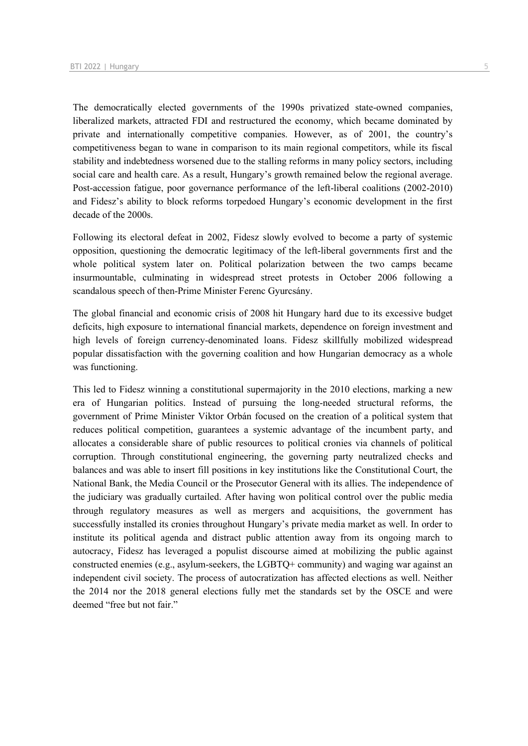The democratically elected governments of the 1990s privatized state-owned companies, liberalized markets, attracted FDI and restructured the economy, which became dominated by private and internationally competitive companies. However, as of 2001, the country's competitiveness began to wane in comparison to its main regional competitors, while its fiscal stability and indebtedness worsened due to the stalling reforms in many policy sectors, including social care and health care. As a result, Hungary's growth remained below the regional average. Post-accession fatigue, poor governance performance of the left-liberal coalitions (2002-2010) and Fidesz's ability to block reforms torpedoed Hungary's economic development in the first decade of the 2000s.

Following its electoral defeat in 2002, Fidesz slowly evolved to become a party of systemic opposition, questioning the democratic legitimacy of the left-liberal governments first and the whole political system later on. Political polarization between the two camps became insurmountable, culminating in widespread street protests in October 2006 following a scandalous speech of then-Prime Minister Ferenc Gyurcsány.

The global financial and economic crisis of 2008 hit Hungary hard due to its excessive budget deficits, high exposure to international financial markets, dependence on foreign investment and high levels of foreign currency-denominated loans. Fidesz skillfully mobilized widespread popular dissatisfaction with the governing coalition and how Hungarian democracy as a whole was functioning.

This led to Fidesz winning a constitutional supermajority in the 2010 elections, marking a new era of Hungarian politics. Instead of pursuing the long-needed structural reforms, the government of Prime Minister Viktor Orbán focused on the creation of a political system that reduces political competition, guarantees a systemic advantage of the incumbent party, and allocates a considerable share of public resources to political cronies via channels of political corruption. Through constitutional engineering, the governing party neutralized checks and balances and was able to insert fill positions in key institutions like the Constitutional Court, the National Bank, the Media Council or the Prosecutor General with its allies. The independence of the judiciary was gradually curtailed. After having won political control over the public media through regulatory measures as well as mergers and acquisitions, the government has successfully installed its cronies throughout Hungary's private media market as well. In order to institute its political agenda and distract public attention away from its ongoing march to autocracy, Fidesz has leveraged a populist discourse aimed at mobilizing the public against constructed enemies (e.g., asylum-seekers, the LGBTQ+ community) and waging war against an independent civil society. The process of autocratization has affected elections as well. Neither the 2014 nor the 2018 general elections fully met the standards set by the OSCE and were deemed "free but not fair."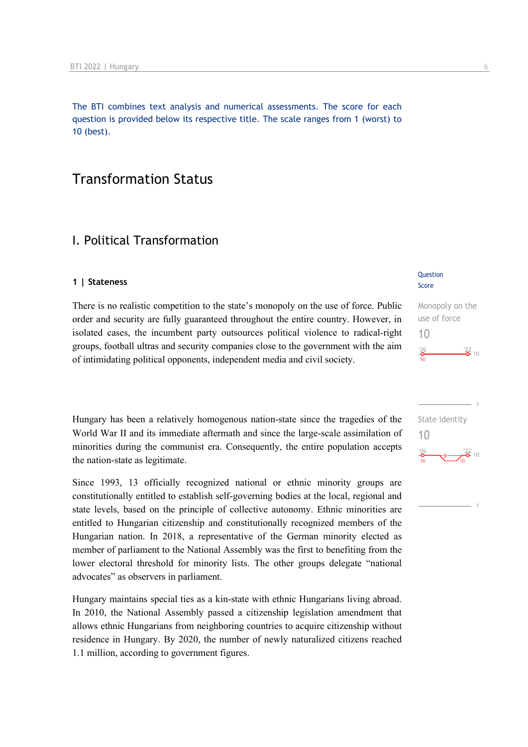The BTI combines text analysis and numerical assessments. The score for each question is provided below its respective title. The scale ranges from 1 (worst) to 10 (best).

# Transformation Status

## I. Political Transformation

### 1 | Stateness

Question Score

Monopoly on the use of force
10

There is no realistic competition to the state's monopoly on the use of force. Public order and security are fully guaranteed throughout the entire country. However, in isolated cases, the incumbent party outsources political violence to radical-right groups, football ultras and security companies close to the government with the aim of intimidating political opponents, independent media and civil society.

State identity
10

Hungary has been a relatively homogenous nation-state since the tragedies of the World War II and its immediate aftermath and since the large-scale assimilation of minorities during the communist era. Consequently, the entire population accepts the nation-state as legitimate.

Since 1993, 13 officially recognized national or ethnic minority groups are constitutionally entitled to establish self-governing bodies at the local, regional and state levels, based on the principle of collective autonomy. Ethnic minorities are entitled to Hungarian citizenship and constitutionally recognized members of the Hungarian nation. In 2018, a representative of the German minority elected as member of parliament to the National Assembly was the first to benefiting from the lower electoral threshold for minority lists. The other groups delegate "national advocates" as observers in parliament.

Hungary maintains special ties as a kin-state with ethnic Hungarians living abroad. In 2010, the National Assembly passed a citizenship legislation amendment that allows ethnic Hungarians from neighboring countries to acquire citizenship without residence in Hungary. By 2020, the number of newly naturalized citizens reached 1.1 million, according to government figures.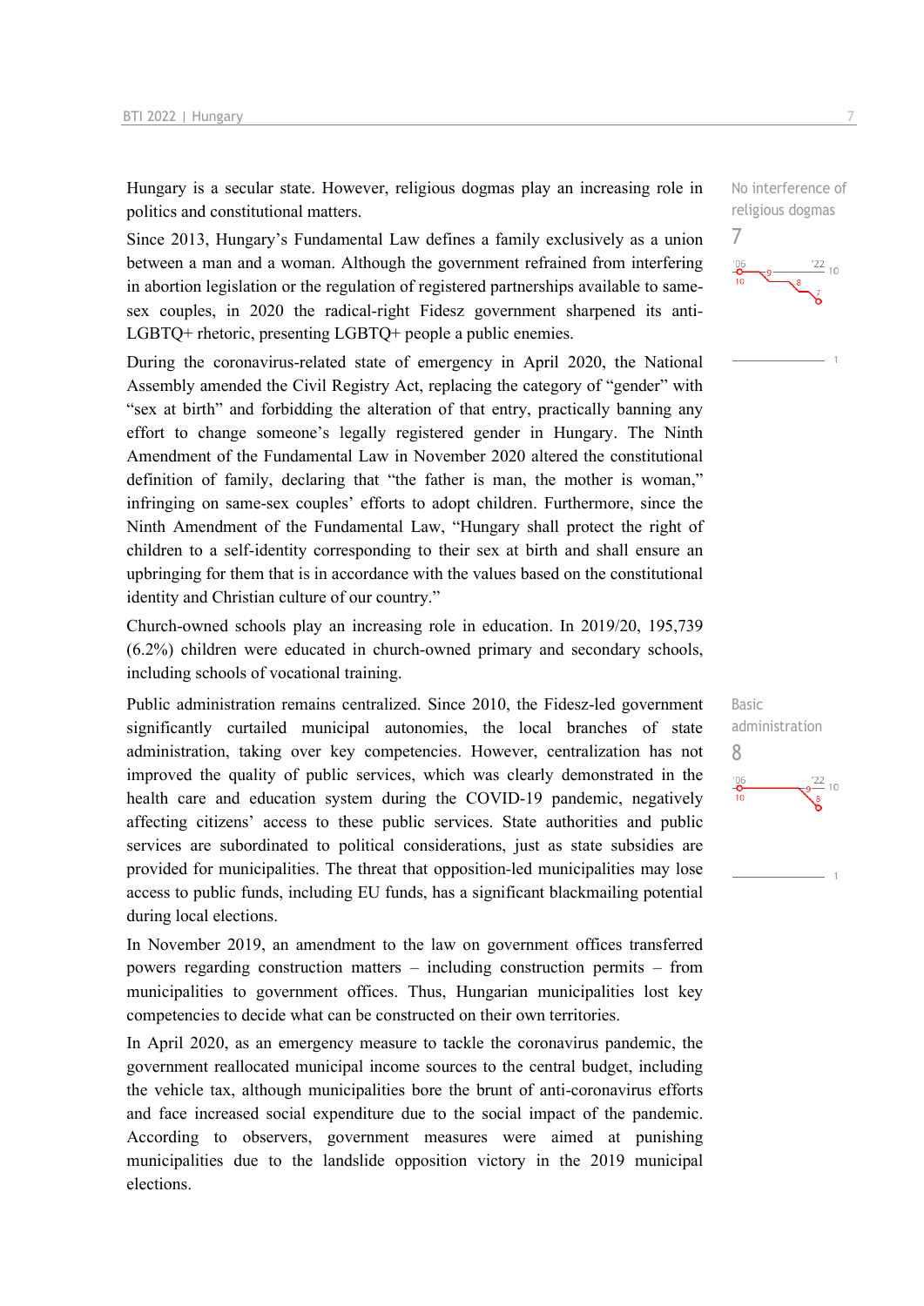Hungary is a secular state. However, religious dogmas play an increasing role in politics and constitutional matters.

No interference of religious dogmas
7

Since 2013, Hungary's Fundamental Law defines a family exclusively as a union between a man and a woman. Although the government refrained from interfering in abortion legislation or the regulation of registered partnerships available to same-sex couples, in 2020 the radical-right Fidesz government sharpened its anti-LGBTQ+ rhetoric, presenting LGBTQ+ people a public enemies.

During the coronavirus-related state of emergency in April 2020, the National Assembly amended the Civil Registry Act, replacing the category of "gender" with "sex at birth" and forbidding the alteration of that entry, practically banning any effort to change someone's legally registered gender in Hungary. The Ninth Amendment of the Fundamental Law in November 2020 altered the constitutional definition of family, declaring that "the father is man, the mother is woman," infringing on same-sex couples' efforts to adopt children. Furthermore, since the Ninth Amendment of the Fundamental Law, "Hungary shall protect the right of children to a self-identity corresponding to their sex at birth and shall ensure an upbringing for them that is in accordance with the values based on the constitutional identity and Christian culture of our country."

Church-owned schools play an increasing role in education. In 2019/20, 195,739 (6.2%) children were educated in church-owned primary and secondary schools, including schools of vocational training.

Basic administration
8

Public administration remains centralized. Since 2010, the Fidesz-led government significantly curtailed municipal autonomies, the local branches of state administration, taking over key competencies. However, centralization has not improved the quality of public services, which was clearly demonstrated in the health care and education system during the COVID-19 pandemic, negatively affecting citizens' access to these public services. State authorities and public services are subordinated to political considerations, just as state subsidies are provided for municipalities. The threat that opposition-led municipalities may lose access to public funds, including EU funds, has a significant blackmailing potential during local elections.

In November 2019, an amendment to the law on government offices transferred powers regarding construction matters – including construction permits – from municipalities to government offices. Thus, Hungarian municipalities lost key competencies to decide what can be constructed on their own territories.

In April 2020, as an emergency measure to tackle the coronavirus pandemic, the government reallocated municipal income sources to the central budget, including the vehicle tax, although municipalities bore the brunt of anti-coronavirus efforts and face increased social expenditure due to the social impact of the pandemic. According to observers, government measures were aimed at punishing municipalities due to the landslide opposition victory in the 2019 municipal elections.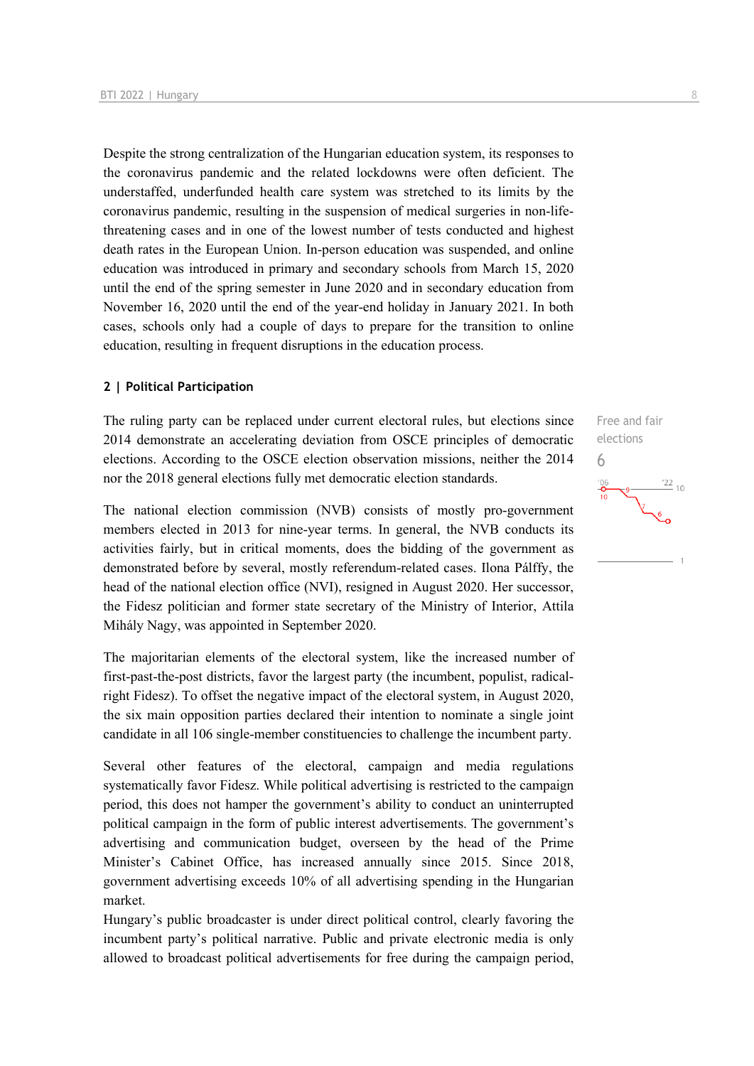Despite the strong centralization of the Hungarian education system, its responses to the coronavirus pandemic and the related lockdowns were often deficient. The understaffed, underfunded health care system was stretched to its limits by the coronavirus pandemic, resulting in the suspension of medical surgeries in non-life-threatening cases and in one of the lowest number of tests conducted and highest death rates in the European Union. In-person education was suspended, and online education was introduced in primary and secondary schools from March 15, 2020 until the end of the spring semester in June 2020 and in secondary education from November 16, 2020 until the end of the year-end holiday in January 2021. In both cases, schools only had a couple of days to prepare for the transition to online education, resulting in frequent disruptions in the education process.

## 2 | Political Participation

Free and fair elections
6

The ruling party can be replaced under current electoral rules, but elections since 2014 demonstrate an accelerating deviation from OSCE principles of democratic elections. According to the OSCE election observation missions, neither the 2014 nor the 2018 general elections fully met democratic election standards.

The national election commission (NVB) consists of mostly pro-government members elected in 2013 for nine-year terms. In general, the NVB conducts its activities fairly, but in critical moments, does the bidding of the government as demonstrated before by several, mostly referendum-related cases. Ilona Pálffy, the head of the national election office (NVI), resigned in August 2020. Her successor, the Fidesz politician and former state secretary of the Ministry of Interior, Attila Mihály Nagy, was appointed in September 2020.

The majoritarian elements of the electoral system, like the increased number of first-past-the-post districts, favor the largest party (the incumbent, populist, radical-right Fidesz). To offset the negative impact of the electoral system, in August 2020, the six main opposition parties declared their intention to nominate a single joint candidate in all 106 single-member constituencies to challenge the incumbent party.

Several other features of the electoral, campaign and media regulations systematically favor Fidesz. While political advertising is restricted to the campaign period, this does not hamper the government's ability to conduct an uninterrupted political campaign in the form of public interest advertisements. The government's advertising and communication budget, overseen by the head of the Prime Minister's Cabinet Office, has increased annually since 2015. Since 2018, government advertising exceeds 10% of all advertising spending in the Hungarian market.

Hungary's public broadcaster is under direct political control, clearly favoring the incumbent party's political narrative. Public and private electronic media is only allowed to broadcast political advertisements for free during the campaign period,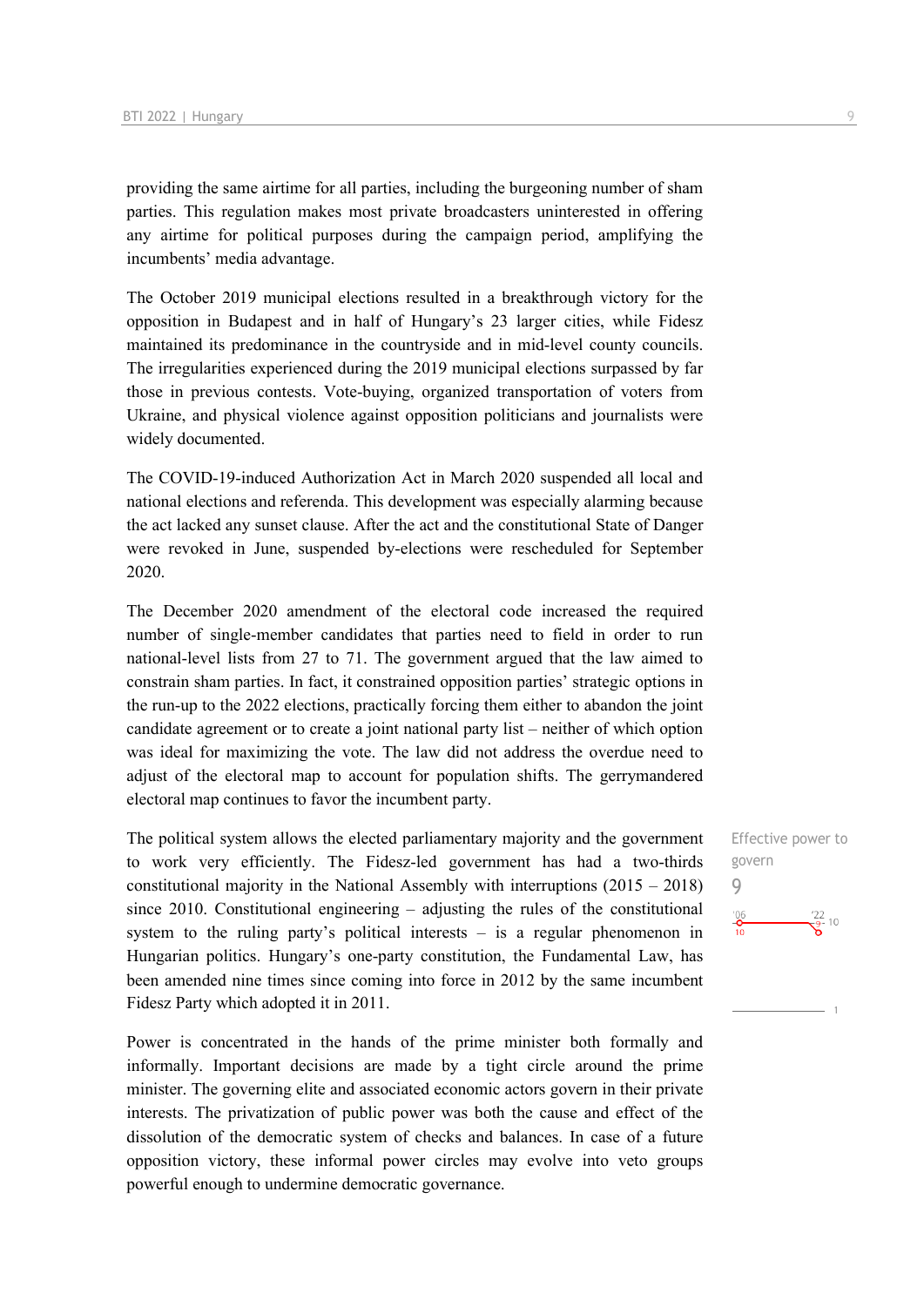providing the same airtime for all parties, including the burgeoning number of sham parties. This regulation makes most private broadcasters uninterested in offering any airtime for political purposes during the campaign period, amplifying the incumbents' media advantage.

The October 2019 municipal elections resulted in a breakthrough victory for the opposition in Budapest and in half of Hungary's 23 larger cities, while Fidesz maintained its predominance in the countryside and in mid-level county councils. The irregularities experienced during the 2019 municipal elections surpassed by far those in previous contests. Vote-buying, organized transportation of voters from Ukraine, and physical violence against opposition politicians and journalists were widely documented.

The COVID-19-induced Authorization Act in March 2020 suspended all local and national elections and referenda. This development was especially alarming because the act lacked any sunset clause. After the act and the constitutional State of Danger were revoked in June, suspended by-elections were rescheduled for September 2020.

The December 2020 amendment of the electoral code increased the required number of single-member candidates that parties need to field in order to run national-level lists from 27 to 71. The government argued that the law aimed to constrain sham parties. In fact, it constrained opposition parties' strategic options in the run-up to the 2022 elections, practically forcing them either to abandon the joint candidate agreement or to create a joint national party list – neither of which option was ideal for maximizing the vote. The law did not address the overdue need to adjust of the electoral map to account for population shifts. The gerrymandered electoral map continues to favor the incumbent party.

Effective power to govern
9

'06: 10 | '22: 9 (scale 1–10)

The political system allows the elected parliamentary majority and the government to work very efficiently. The Fidesz-led government has had a two-thirds constitutional majority in the National Assembly with interruptions (2015 – 2018) since 2010. Constitutional engineering – adjusting the rules of the constitutional system to the ruling party's political interests – is a regular phenomenon in Hungarian politics. Hungary's one-party constitution, the Fundamental Law, has been amended nine times since coming into force in 2012 by the same incumbent Fidesz Party which adopted it in 2011.

Power is concentrated in the hands of the prime minister both formally and informally. Important decisions are made by a tight circle around the prime minister. The governing elite and associated economic actors govern in their private interests. The privatization of public power was both the cause and effect of the dissolution of the democratic system of checks and balances. In case of a future opposition victory, these informal power circles may evolve into veto groups powerful enough to undermine democratic governance.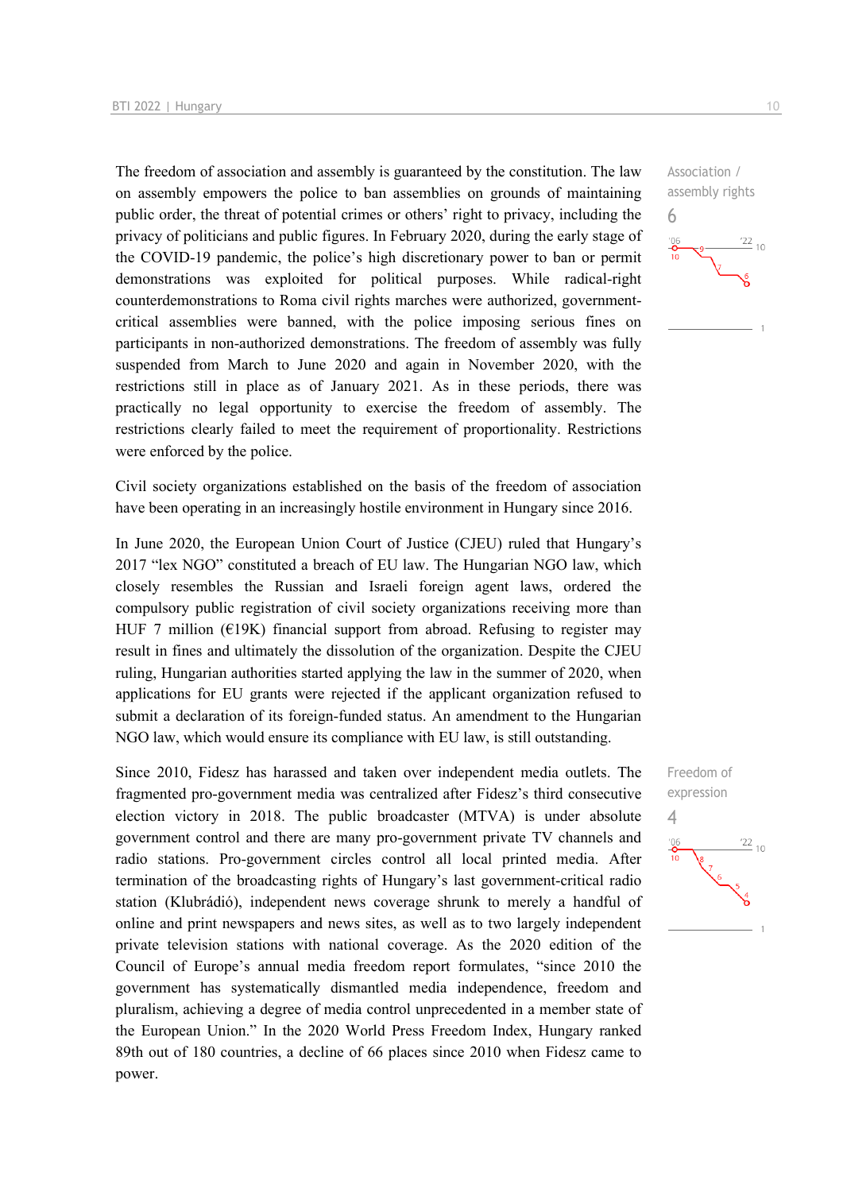The freedom of association and assembly is guaranteed by the constitution. The law on assembly empowers the police to ban assemblies on grounds of maintaining public order, the threat of potential crimes or others' right to privacy, including the privacy of politicians and public figures. In February 2020, during the early stage of the COVID-19 pandemic, the police's high discretionary power to ban or permit demonstrations was exploited for political purposes. While radical-right counterdemonstrations to Roma civil rights marches were authorized, government-critical assemblies were banned, with the police imposing serious fines on participants in non-authorized demonstrations. The freedom of assembly was fully suspended from March to June 2020 and again in November 2020, with the restrictions still in place as of January 2021. As in these periods, there was practically no legal opportunity to exercise the freedom of assembly. The restrictions clearly failed to meet the requirement of proportionality. Restrictions were enforced by the police.

Association / assembly rights
6

Civil society organizations established on the basis of the freedom of association have been operating in an increasingly hostile environment in Hungary since 2016.

In June 2020, the European Union Court of Justice (CJEU) ruled that Hungary's 2017 "lex NGO" constituted a breach of EU law. The Hungarian NGO law, which closely resembles the Russian and Israeli foreign agent laws, ordered the compulsory public registration of civil society organizations receiving more than HUF 7 million (€19K) financial support from abroad. Refusing to register may result in fines and ultimately the dissolution of the organization. Despite the CJEU ruling, Hungarian authorities started applying the law in the summer of 2020, when applications for EU grants were rejected if the applicant organization refused to submit a declaration of its foreign-funded status. An amendment to the Hungarian NGO law, which would ensure its compliance with EU law, is still outstanding.

Since 2010, Fidesz has harassed and taken over independent media outlets. The fragmented pro-government media was centralized after Fidesz's third consecutive election victory in 2018. The public broadcaster (MTVA) is under absolute government control and there are many pro-government private TV channels and radio stations. Pro-government circles control all local printed media. After termination of the broadcasting rights of Hungary's last government-critical radio station (Klubrádió), independent news coverage shrunk to merely a handful of online and print newspapers and news sites, as well as to two largely independent private television stations with national coverage. As the 2020 edition of the Council of Europe's annual media freedom report formulates, "since 2010 the government has systematically dismantled media independence, freedom and pluralism, achieving a degree of media control unprecedented in a member state of the European Union." In the 2020 World Press Freedom Index, Hungary ranked 89th out of 180 countries, a decline of 66 places since 2010 when Fidesz came to power.

Freedom of expression
4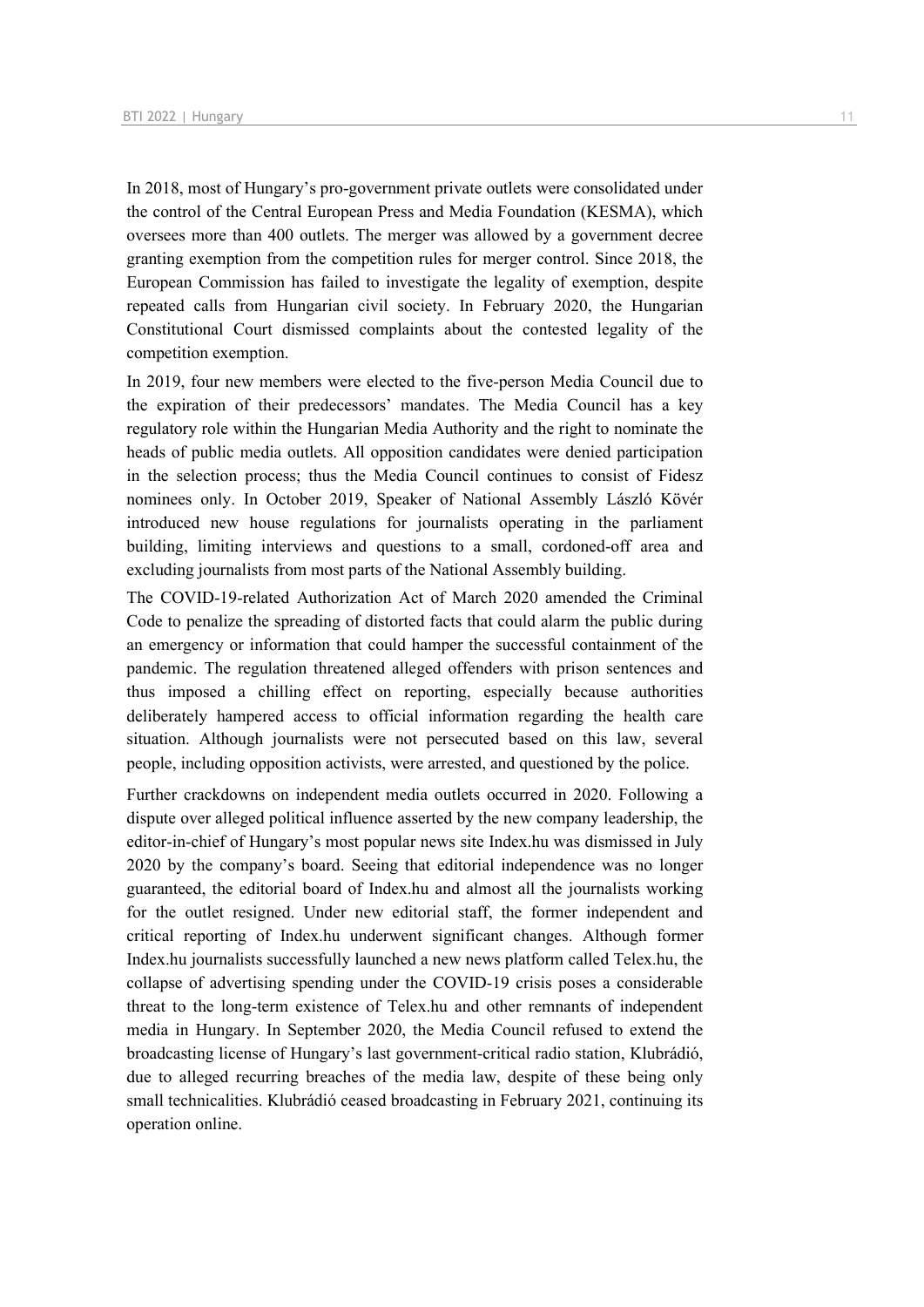In 2018, most of Hungary's pro-government private outlets were consolidated under the control of the Central European Press and Media Foundation (KESMA), which oversees more than 400 outlets. The merger was allowed by a government decree granting exemption from the competition rules for merger control. Since 2018, the European Commission has failed to investigate the legality of exemption, despite repeated calls from Hungarian civil society. In February 2020, the Hungarian Constitutional Court dismissed complaints about the contested legality of the competition exemption.

In 2019, four new members were elected to the five-person Media Council due to the expiration of their predecessors' mandates. The Media Council has a key regulatory role within the Hungarian Media Authority and the right to nominate the heads of public media outlets. All opposition candidates were denied participation in the selection process; thus the Media Council continues to consist of Fidesz nominees only. In October 2019, Speaker of National Assembly László Kövér introduced new house regulations for journalists operating in the parliament building, limiting interviews and questions to a small, cordoned-off area and excluding journalists from most parts of the National Assembly building.

The COVID-19-related Authorization Act of March 2020 amended the Criminal Code to penalize the spreading of distorted facts that could alarm the public during an emergency or information that could hamper the successful containment of the pandemic. The regulation threatened alleged offenders with prison sentences and thus imposed a chilling effect on reporting, especially because authorities deliberately hampered access to official information regarding the health care situation. Although journalists were not persecuted based on this law, several people, including opposition activists, were arrested, and questioned by the police.

Further crackdowns on independent media outlets occurred in 2020. Following a dispute over alleged political influence asserted by the new company leadership, the editor-in-chief of Hungary's most popular news site Index.hu was dismissed in July 2020 by the company's board. Seeing that editorial independence was no longer guaranteed, the editorial board of Index.hu and almost all the journalists working for the outlet resigned. Under new editorial staff, the former independent and critical reporting of Index.hu underwent significant changes. Although former Index.hu journalists successfully launched a new news platform called Telex.hu, the collapse of advertising spending under the COVID-19 crisis poses a considerable threat to the long-term existence of Telex.hu and other remnants of independent media in Hungary. In September 2020, the Media Council refused to extend the broadcasting license of Hungary's last government-critical radio station, Klubrádió, due to alleged recurring breaches of the media law, despite of these being only small technicalities. Klubrádió ceased broadcasting in February 2021, continuing its operation online.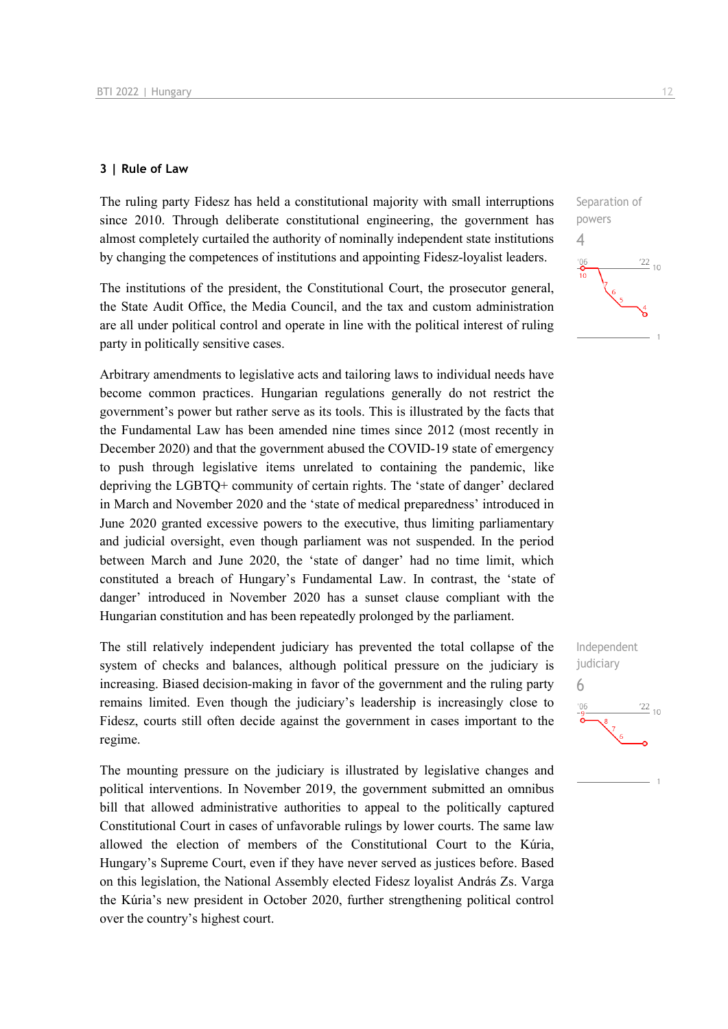### 3 | Rule of Law

The ruling party Fidesz has held a constitutional majority with small interruptions since 2010. Through deliberate constitutional engineering, the government has almost completely curtailed the authority of nominally independent state institutions by changing the competences of institutions and appointing Fidesz-loyalist leaders.

Separation of powers
4

The institutions of the president, the Constitutional Court, the prosecutor general, the State Audit Office, the Media Council, and the tax and custom administration are all under political control and operate in line with the political interest of ruling party in politically sensitive cases.

Arbitrary amendments to legislative acts and tailoring laws to individual needs have become common practices. Hungarian regulations generally do not restrict the government's power but rather serve as its tools. This is illustrated by the facts that the Fundamental Law has been amended nine times since 2012 (most recently in December 2020) and that the government abused the COVID-19 state of emergency to push through legislative items unrelated to containing the pandemic, like depriving the LGBTQ+ community of certain rights. The 'state of danger' declared in March and November 2020 and the 'state of medical preparedness' introduced in June 2020 granted excessive powers to the executive, thus limiting parliamentary and judicial oversight, even though parliament was not suspended. In the period between March and June 2020, the 'state of danger' had no time limit, which constituted a breach of Hungary's Fundamental Law. In contrast, the 'state of danger' introduced in November 2020 has a sunset clause compliant with the Hungarian constitution and has been repeatedly prolonged by the parliament.

The still relatively independent judiciary has prevented the total collapse of the system of checks and balances, although political pressure on the judiciary is increasing. Biased decision-making in favor of the government and the ruling party remains limited. Even though the judiciary's leadership is increasingly close to Fidesz, courts still often decide against the government in cases important to the regime.

Independent judiciary
6

The mounting pressure on the judiciary is illustrated by legislative changes and political interventions. In November 2019, the government submitted an omnibus bill that allowed administrative authorities to appeal to the politically captured Constitutional Court in cases of unfavorable rulings by lower courts. The same law allowed the election of members of the Constitutional Court to the Kúria, Hungary's Supreme Court, even if they have never served as justices before. Based on this legislation, the National Assembly elected Fidesz loyalist András Zs. Varga the Kúria's new president in October 2020, further strengthening political control over the country's highest court.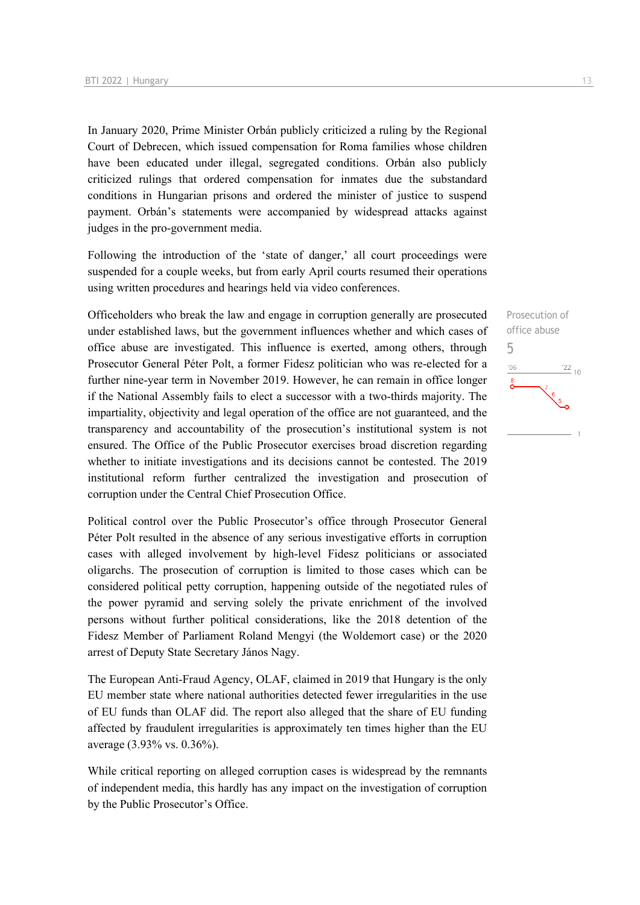In January 2020, Prime Minister Orbán publicly criticized a ruling by the Regional Court of Debrecen, which issued compensation for Roma families whose children have been educated under illegal, segregated conditions. Orbán also publicly criticized rulings that ordered compensation for inmates due the substandard conditions in Hungarian prisons and ordered the minister of justice to suspend payment. Orbán's statements were accompanied by widespread attacks against judges in the pro-government media.

Following the introduction of the 'state of danger,' all court proceedings were suspended for a couple weeks, but from early April courts resumed their operations using written procedures and hearings held via video conferences.

Prosecution of office abuse

5

Officeholders who break the law and engage in corruption generally are prosecuted under established laws, but the government influences whether and which cases of office abuse are investigated. This influence is exerted, among others, through Prosecutor General Péter Polt, a former Fidesz politician who was re-elected for a further nine-year term in November 2019. However, he can remain in office longer if the National Assembly fails to elect a successor with a two-thirds majority. The impartiality, objectivity and legal operation of the office are not guaranteed, and the transparency and accountability of the prosecution's institutional system is not ensured. The Office of the Public Prosecutor exercises broad discretion regarding whether to initiate investigations and its decisions cannot be contested. The 2019 institutional reform further centralized the investigation and prosecution of corruption under the Central Chief Prosecution Office.

Political control over the Public Prosecutor's office through Prosecutor General Péter Polt resulted in the absence of any serious investigative efforts in corruption cases with alleged involvement by high-level Fidesz politicians or associated oligarchs. The prosecution of corruption is limited to those cases which can be considered political petty corruption, happening outside of the negotiated rules of the power pyramid and serving solely the private enrichment of the involved persons without further political considerations, like the 2018 detention of the Fidesz Member of Parliament Roland Mengyi (the Woldemort case) or the 2020 arrest of Deputy State Secretary János Nagy.

The European Anti-Fraud Agency, OLAF, claimed in 2019 that Hungary is the only EU member state where national authorities detected fewer irregularities in the use of EU funds than OLAF did. The report also alleged that the share of EU funding affected by fraudulent irregularities is approximately ten times higher than the EU average (3.93% vs. 0.36%).

While critical reporting on alleged corruption cases is widespread by the remnants of independent media, this hardly has any impact on the investigation of corruption by the Public Prosecutor's Office.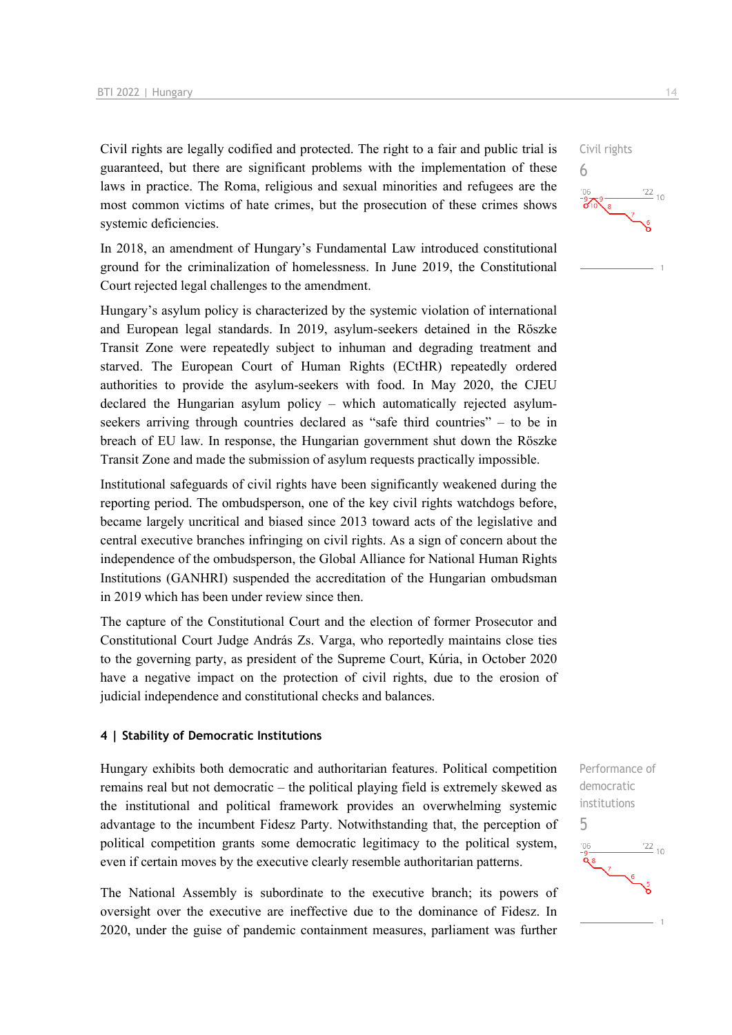Civil rights are legally codified and protected. The right to a fair and public trial is guaranteed, but there are significant problems with the implementation of these laws in practice. The Roma, religious and sexual minorities and refugees are the most common victims of hate crimes, but the prosecution of these crimes shows systemic deficiencies.

Civil rights
6

In 2018, an amendment of Hungary's Fundamental Law introduced constitutional ground for the criminalization of homelessness. In June 2019, the Constitutional Court rejected legal challenges to the amendment.

Hungary's asylum policy is characterized by the systemic violation of international and European legal standards. In 2019, asylum-seekers detained in the Röszke Transit Zone were repeatedly subject to inhuman and degrading treatment and starved. The European Court of Human Rights (ECtHR) repeatedly ordered authorities to provide the asylum-seekers with food. In May 2020, the CJEU declared the Hungarian asylum policy – which automatically rejected asylum-seekers arriving through countries declared as "safe third countries" – to be in breach of EU law. In response, the Hungarian government shut down the Röszke Transit Zone and made the submission of asylum requests practically impossible.

Institutional safeguards of civil rights have been significantly weakened during the reporting period. The ombudsperson, one of the key civil rights watchdogs before, became largely uncritical and biased since 2013 toward acts of the legislative and central executive branches infringing on civil rights. As a sign of concern about the independence of the ombudsperson, the Global Alliance for National Human Rights Institutions (GANHRI) suspended the accreditation of the Hungarian ombudsman in 2019 which has been under review since then.

The capture of the Constitutional Court and the election of former Prosecutor and Constitutional Court Judge András Zs. Varga, who reportedly maintains close ties to the governing party, as president of the Supreme Court, Kúria, in October 2020 have a negative impact on the protection of civil rights, due to the erosion of judicial independence and constitutional checks and balances.

## 4 | Stability of Democratic Institutions

Hungary exhibits both democratic and authoritarian features. Political competition remains real but not democratic – the political playing field is extremely skewed as the institutional and political framework provides an overwhelming systemic advantage to the incumbent Fidesz Party. Notwithstanding that, the perception of political competition grants some democratic legitimacy to the political system, even if certain moves by the executive clearly resemble authoritarian patterns.

Performance of democratic institutions
5

The National Assembly is subordinate to the executive branch; its powers of oversight over the executive are ineffective due to the dominance of Fidesz. In 2020, under the guise of pandemic containment measures, parliament was further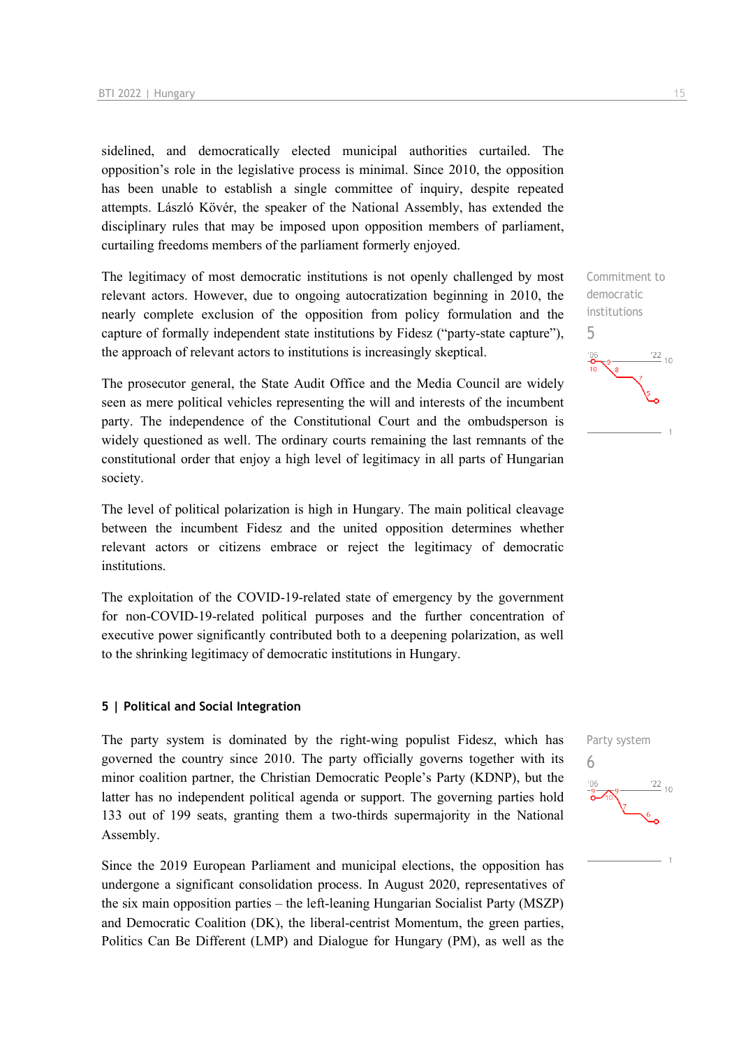sidelined, and democratically elected municipal authorities curtailed. The opposition's role in the legislative process is minimal. Since 2010, the opposition has been unable to establish a single committee of inquiry, despite repeated attempts. László Kövér, the speaker of the National Assembly, has extended the disciplinary rules that may be imposed upon opposition members of parliament, curtailing freedoms members of the parliament formerly enjoyed.

Commitment to democratic institutions

5

The legitimacy of most democratic institutions is not openly challenged by most relevant actors. However, due to ongoing autocratization beginning in 2010, the nearly complete exclusion of the opposition from policy formulation and the capture of formally independent state institutions by Fidesz ("party-state capture"), the approach of relevant actors to institutions is increasingly skeptical.

The prosecutor general, the State Audit Office and the Media Council are widely seen as mere political vehicles representing the will and interests of the incumbent party. The independence of the Constitutional Court and the ombudsperson is widely questioned as well. The ordinary courts remaining the last remnants of the constitutional order that enjoy a high level of legitimacy in all parts of Hungarian society.

The level of political polarization is high in Hungary. The main political cleavage between the incumbent Fidesz and the united opposition determines whether relevant actors or citizens embrace or reject the legitimacy of democratic institutions.

The exploitation of the COVID-19-related state of emergency by the government for non-COVID-19-related political purposes and the further concentration of executive power significantly contributed both to a deepening polarization, as well to the shrinking legitimacy of democratic institutions in Hungary.

## 5 | Political and Social Integration

Party system

6

The party system is dominated by the right-wing populist Fidesz, which has governed the country since 2010. The party officially governs together with its minor coalition partner, the Christian Democratic People's Party (KDNP), but the latter has no independent political agenda or support. The governing parties hold 133 out of 199 seats, granting them a two-thirds supermajority in the National Assembly.

Since the 2019 European Parliament and municipal elections, the opposition has undergone a significant consolidation process. In August 2020, representatives of the six main opposition parties – the left-leaning Hungarian Socialist Party (MSZP) and Democratic Coalition (DK), the liberal-centrist Momentum, the green parties, Politics Can Be Different (LMP) and Dialogue for Hungary (PM), as well as the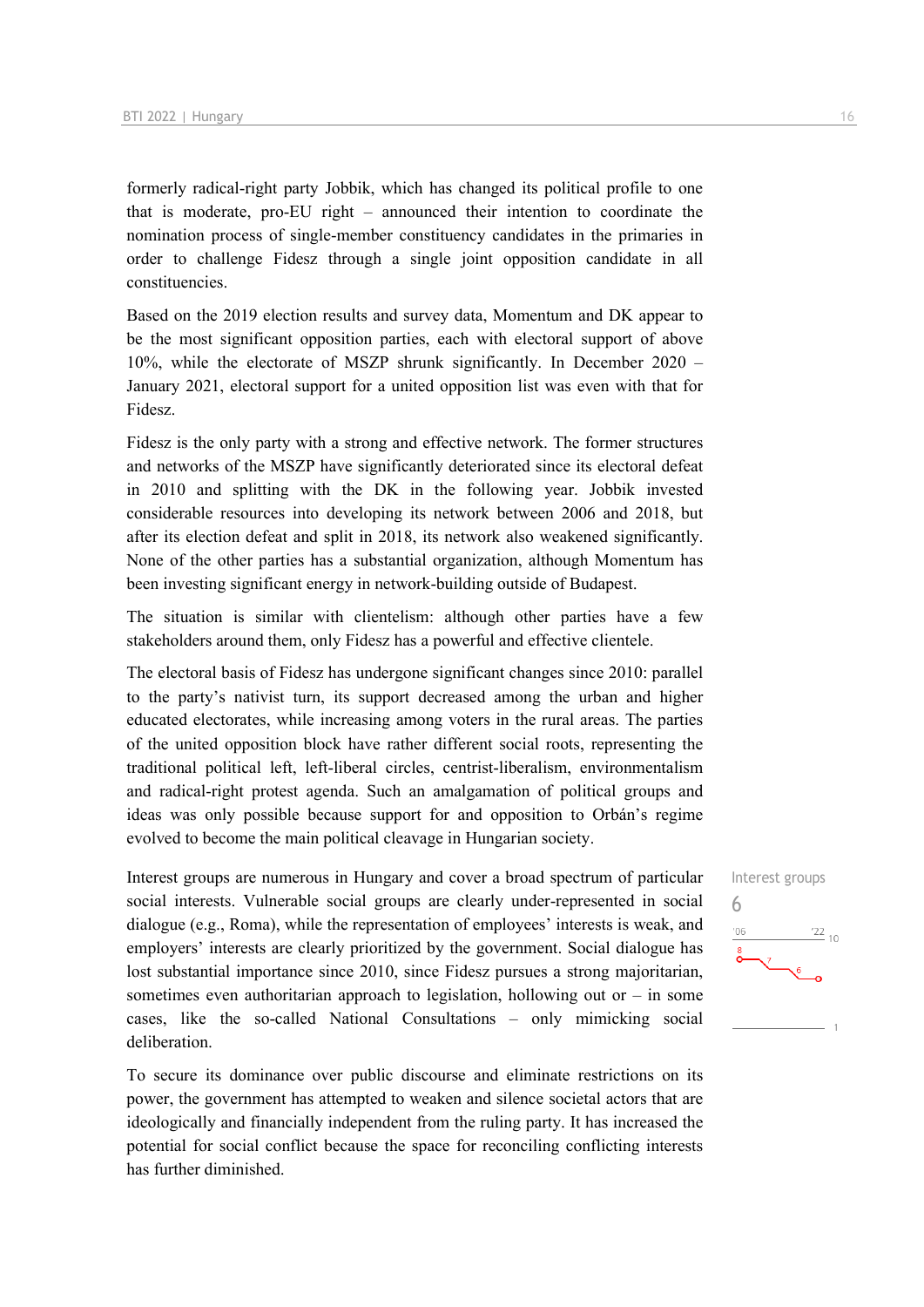formerly radical-right party Jobbik, which has changed its political profile to one that is moderate, pro-EU right – announced their intention to coordinate the nomination process of single-member constituency candidates in the primaries in order to challenge Fidesz through a single joint opposition candidate in all constituencies.

Based on the 2019 election results and survey data, Momentum and DK appear to be the most significant opposition parties, each with electoral support of above 10%, while the electorate of MSZP shrunk significantly. In December 2020 – January 2021, electoral support for a united opposition list was even with that for Fidesz.

Fidesz is the only party with a strong and effective network. The former structures and networks of the MSZP have significantly deteriorated since its electoral defeat in 2010 and splitting with the DK in the following year. Jobbik invested considerable resources into developing its network between 2006 and 2018, but after its election defeat and split in 2018, its network also weakened significantly. None of the other parties has a substantial organization, although Momentum has been investing significant energy in network-building outside of Budapest.

The situation is similar with clientelism: although other parties have a few stakeholders around them, only Fidesz has a powerful and effective clientele.

The electoral basis of Fidesz has undergone significant changes since 2010: parallel to the party's nativist turn, its support decreased among the urban and higher educated electorates, while increasing among voters in the rural areas. The parties of the united opposition block have rather different social roots, representing the traditional political left, left-liberal circles, centrist-liberalism, environmentalism and radical-right protest agenda. Such an amalgamation of political groups and ideas was only possible because support for and opposition to Orbán's regime evolved to become the main political cleavage in Hungarian society.

Interest groups
6

Interest groups are numerous in Hungary and cover a broad spectrum of particular social interests. Vulnerable social groups are clearly under-represented in social dialogue (e.g., Roma), while the representation of employees' interests is weak, and employers' interests are clearly prioritized by the government. Social dialogue has lost substantial importance since 2010, since Fidesz pursues a strong majoritarian, sometimes even authoritarian approach to legislation, hollowing out or – in some cases, like the so-called National Consultations – only mimicking social deliberation.

To secure its dominance over public discourse and eliminate restrictions on its power, the government has attempted to weaken and silence societal actors that are ideologically and financially independent from the ruling party. It has increased the potential for social conflict because the space for reconciling conflicting interests has further diminished.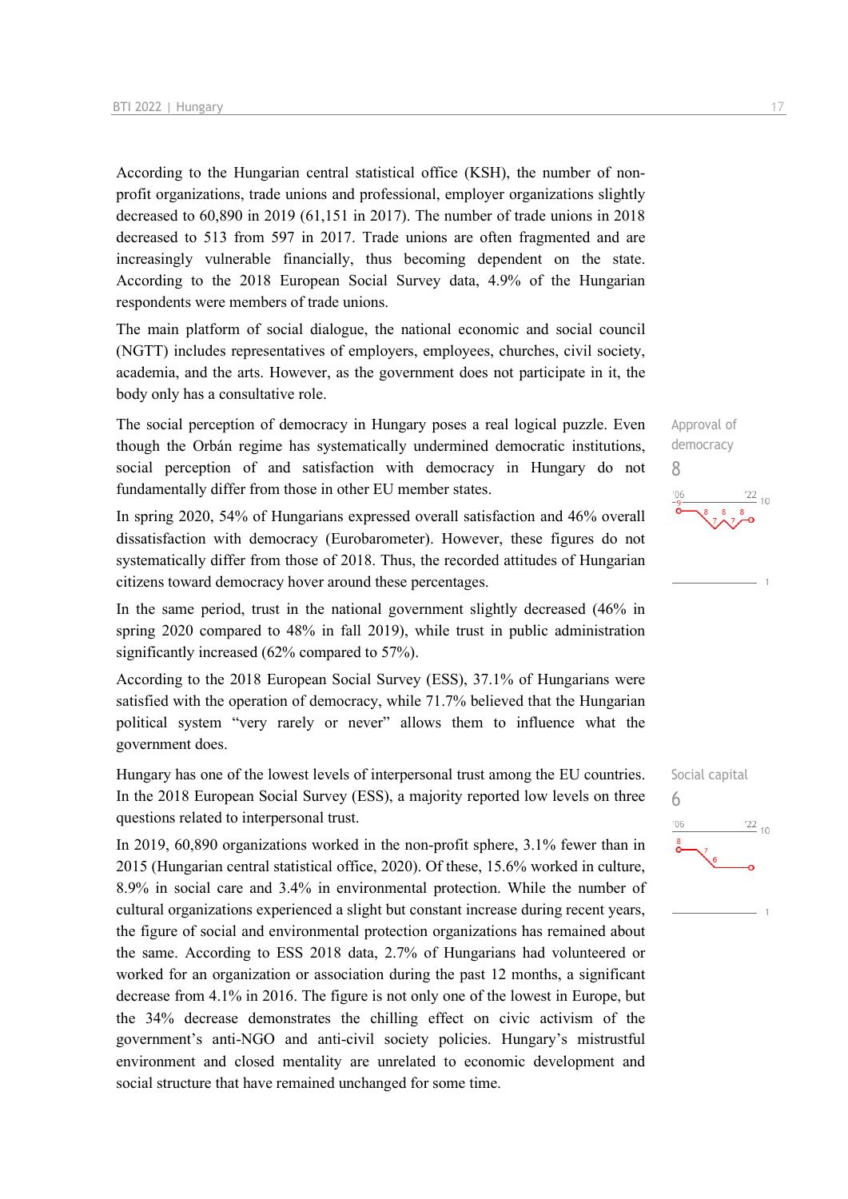According to the Hungarian central statistical office (KSH), the number of non-profit organizations, trade unions and professional, employer organizations slightly decreased to 60,890 in 2019 (61,151 in 2017). The number of trade unions in 2018 decreased to 513 from 597 in 2017. Trade unions are often fragmented and are increasingly vulnerable financially, thus becoming dependent on the state. According to the 2018 European Social Survey data, 4.9% of the Hungarian respondents were members of trade unions.

The main platform of social dialogue, the national economic and social council (NGTT) includes representatives of employers, employees, churches, civil society, academia, and the arts. However, as the government does not participate in it, the body only has a consultative role.

Approval of democracy
8

The social perception of democracy in Hungary poses a real logical puzzle. Even though the Orbán regime has systematically undermined democratic institutions, social perception of and satisfaction with democracy in Hungary do not fundamentally differ from those in other EU member states.

In spring 2020, 54% of Hungarians expressed overall satisfaction and 46% overall dissatisfaction with democracy (Eurobarometer). However, these figures do not systematically differ from those of 2018. Thus, the recorded attitudes of Hungarian citizens toward democracy hover around these percentages.

In the same period, trust in the national government slightly decreased (46% in spring 2020 compared to 48% in fall 2019), while trust in public administration significantly increased (62% compared to 57%).

According to the 2018 European Social Survey (ESS), 37.1% of Hungarians were satisfied with the operation of democracy, while 71.7% believed that the Hungarian political system "very rarely or never" allows them to influence what the government does.

Social capital
6

Hungary has one of the lowest levels of interpersonal trust among the EU countries. In the 2018 European Social Survey (ESS), a majority reported low levels on three questions related to interpersonal trust.

In 2019, 60,890 organizations worked in the non-profit sphere, 3.1% fewer than in 2015 (Hungarian central statistical office, 2020). Of these, 15.6% worked in culture, 8.9% in social care and 3.4% in environmental protection. While the number of cultural organizations experienced a slight but constant increase during recent years, the figure of social and environmental protection organizations has remained about the same. According to ESS 2018 data, 2.7% of Hungarians had volunteered or worked for an organization or association during the past 12 months, a significant decrease from 4.1% in 2016. The figure is not only one of the lowest in Europe, but the 34% decrease demonstrates the chilling effect on civic activism of the government's anti-NGO and anti-civil society policies. Hungary's mistrustful environment and closed mentality are unrelated to economic development and social structure that have remained unchanged for some time.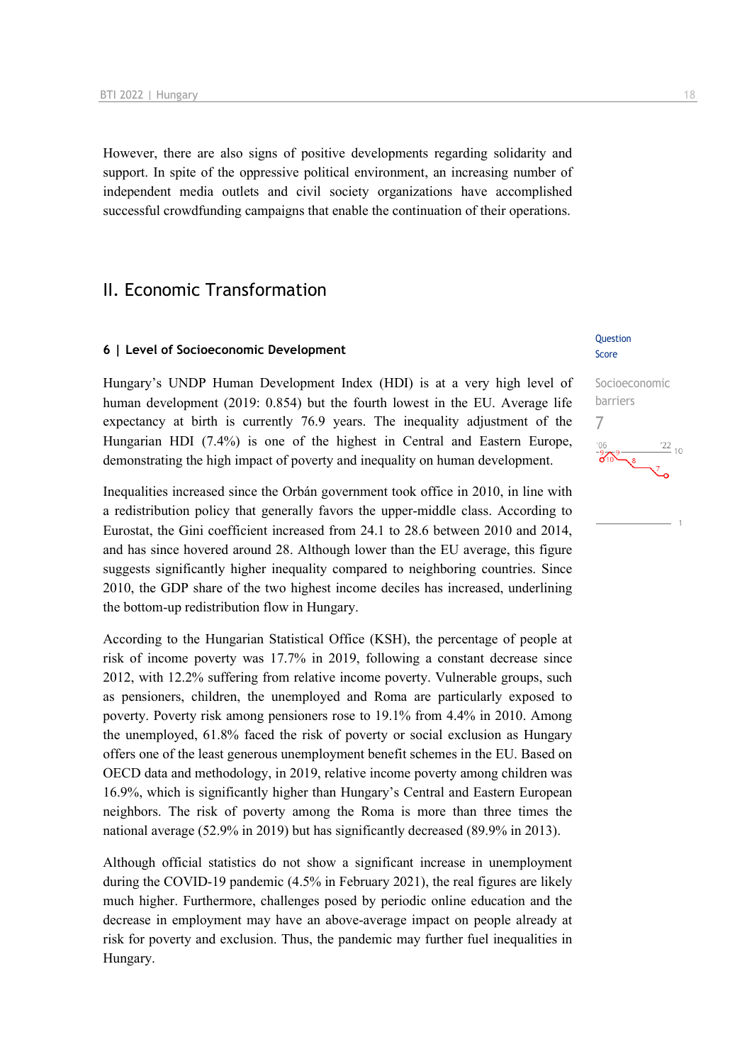However, there are also signs of positive developments regarding solidarity and support. In spite of the oppressive political environment, an increasing number of independent media outlets and civil society organizations have accomplished successful crowdfunding campaigns that enable the continuation of their operations.

## II. Economic Transformation

### 6 | Level of Socioeconomic Development

Question Score

Socioeconomic barriers
7

Hungary's UNDP Human Development Index (HDI) is at a very high level of human development (2019: 0.854) but the fourth lowest in the EU. Average life expectancy at birth is currently 76.9 years. The inequality adjustment of the Hungarian HDI (7.4%) is one of the highest in Central and Eastern Europe, demonstrating the high impact of poverty and inequality on human development.

Inequalities increased since the Orbán government took office in 2010, in line with a redistribution policy that generally favors the upper-middle class. According to Eurostat, the Gini coefficient increased from 24.1 to 28.6 between 2010 and 2014, and has since hovered around 28. Although lower than the EU average, this figure suggests significantly higher inequality compared to neighboring countries. Since 2010, the GDP share of the two highest income deciles has increased, underlining the bottom-up redistribution flow in Hungary.

According to the Hungarian Statistical Office (KSH), the percentage of people at risk of income poverty was 17.7% in 2019, following a constant decrease since 2012, with 12.2% suffering from relative income poverty. Vulnerable groups, such as pensioners, children, the unemployed and Roma are particularly exposed to poverty. Poverty risk among pensioners rose to 19.1% from 4.4% in 2010. Among the unemployed, 61.8% faced the risk of poverty or social exclusion as Hungary offers one of the least generous unemployment benefit schemes in the EU. Based on OECD data and methodology, in 2019, relative income poverty among children was 16.9%, which is significantly higher than Hungary's Central and Eastern European neighbors. The risk of poverty among the Roma is more than three times the national average (52.9% in 2019) but has significantly decreased (89.9% in 2013).

Although official statistics do not show a significant increase in unemployment during the COVID-19 pandemic (4.5% in February 2021), the real figures are likely much higher. Furthermore, challenges posed by periodic online education and the decrease in employment may have an above-average impact on people already at risk for poverty and exclusion. Thus, the pandemic may further fuel inequalities in Hungary.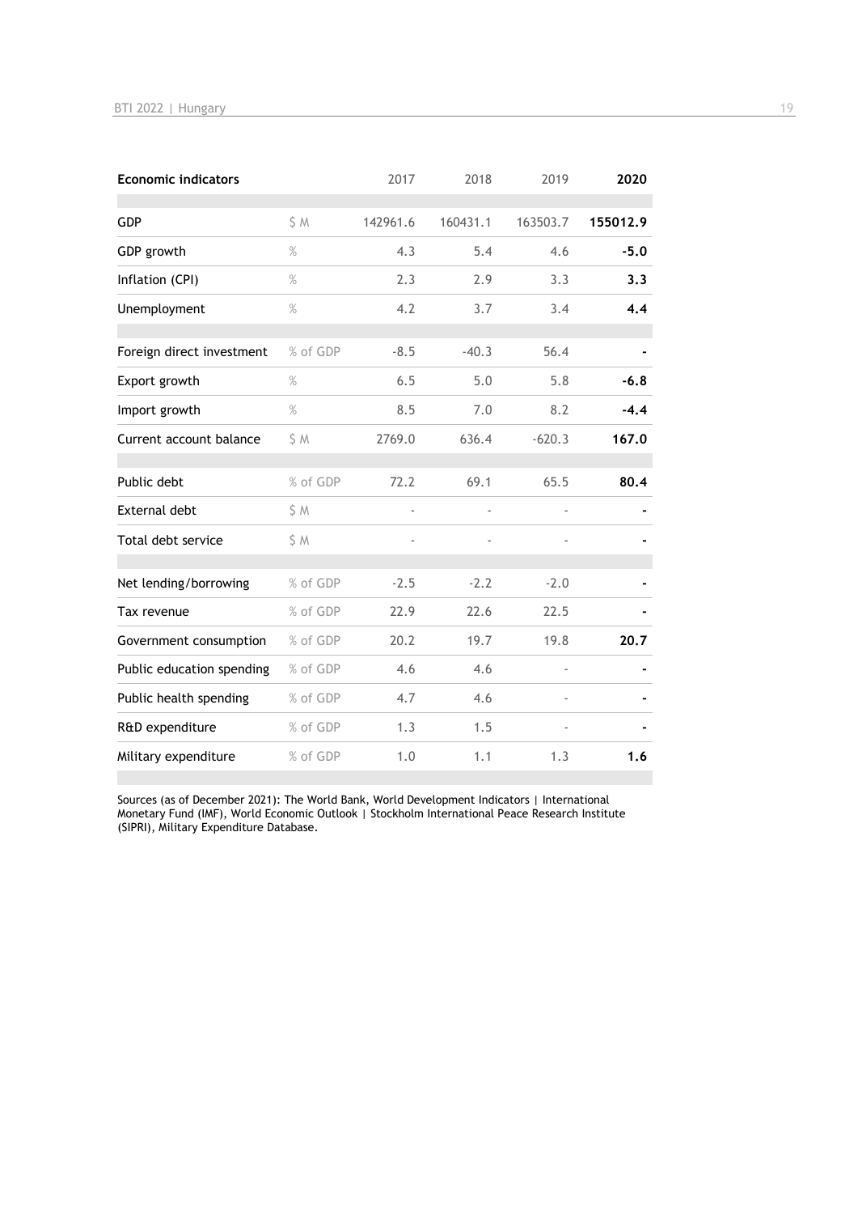| Economic indicators | | 2017 | 2018 | 2019 | **2020** |
|---|---|---|---|---|---|
| GDP | $ M | 142961.6 | 160431.1 | 163503.7 | **155012.9** |
| GDP growth | % | 4.3 | 5.4 | 4.6 | **-5.0** |
| Inflation (CPI) | % | 2.3 | 2.9 | 3.3 | **3.3** |
| Unemployment | % | 4.2 | 3.7 | 3.4 | **4.4** |
| Foreign direct investment | % of GDP | -8.5 | -40.3 | 56.4 | **-** |
| Export growth | % | 6.5 | 5.0 | 5.8 | **-6.8** |
| Import growth | % | 8.5 | 7.0 | 8.2 | **-4.4** |
| Current account balance | $ M | 2769.0 | 636.4 | -620.3 | **167.0** |
| Public debt | % of GDP | 72.2 | 69.1 | 65.5 | **80.4** |
| External debt | $ M | - | - | - | **-** |
| Total debt service | $ M | - | - | - | **-** |
| Net lending/borrowing | % of GDP | -2.5 | -2.2 | -2.0 | **-** |
| Tax revenue | % of GDP | 22.9 | 22.6 | 22.5 | **-** |
| Government consumption | % of GDP | 20.2 | 19.7 | 19.8 | **20.7** |
| Public education spending | % of GDP | 4.6 | 4.6 | - | **-** |
| Public health spending | % of GDP | 4.7 | 4.6 | - | **-** |
| R&D expenditure | % of GDP | 1.3 | 1.5 | - | **-** |
| Military expenditure | % of GDP | 1.0 | 1.1 | 1.3 | **1.6** |

Sources (as of December 2021): The World Bank, World Development Indicators | International Monetary Fund (IMF), World Economic Outlook | Stockholm International Peace Research Institute (SIPRI), Military Expenditure Database.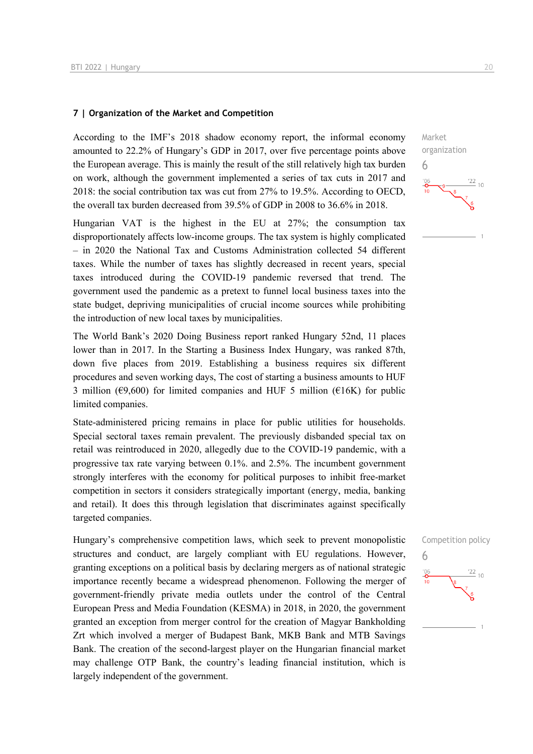## 7 | Organization of the Market and Competition

Market organization

6

According to the IMF's 2018 shadow economy report, the informal economy amounted to 22.2% of Hungary's GDP in 2017, over five percentage points above the European average. This is mainly the result of the still relatively high tax burden on work, although the government implemented a series of tax cuts in 2017 and 2018: the social contribution tax was cut from 27% to 19.5%. According to OECD, the overall tax burden decreased from 39.5% of GDP in 2008 to 36.6% in 2018.

Hungarian VAT is the highest in the EU at 27%; the consumption tax disproportionately affects low-income groups. The tax system is highly complicated – in 2020 the National Tax and Customs Administration collected 54 different taxes. While the number of taxes has slightly decreased in recent years, special taxes introduced during the COVID-19 pandemic reversed that trend. The government used the pandemic as a pretext to funnel local business taxes into the state budget, depriving municipalities of crucial income sources while prohibiting the introduction of new local taxes by municipalities.

The World Bank's 2020 Doing Business report ranked Hungary 52nd, 11 places lower than in 2017. In the Starting a Business Index Hungary, was ranked 87th, down five places from 2019. Establishing a business requires six different procedures and seven working days, The cost of starting a business amounts to HUF 3 million (€9,600) for limited companies and HUF 5 million (€16K) for public limited companies.

State-administered pricing remains in place for public utilities for households. Special sectoral taxes remain prevalent. The previously disbanded special tax on retail was reintroduced in 2020, allegedly due to the COVID-19 pandemic, with a progressive tax rate varying between 0.1%. and 2.5%. The incumbent government strongly interferes with the economy for political purposes to inhibit free-market competition in sectors it considers strategically important (energy, media, banking and retail). It does this through legislation that discriminates against specifically targeted companies.

Competition policy

6

Hungary's comprehensive competition laws, which seek to prevent monopolistic structures and conduct, are largely compliant with EU regulations. However, granting exceptions on a political basis by declaring mergers as of national strategic importance recently became a widespread phenomenon. Following the merger of government-friendly private media outlets under the control of the Central European Press and Media Foundation (KESMA) in 2018, in 2020, the government granted an exception from merger control for the creation of Magyar Bankholding Zrt which involved a merger of Budapest Bank, MKB Bank and MTB Savings Bank. The creation of the second-largest player on the Hungarian financial market may challenge OTP Bank, the country's leading financial institution, which is largely independent of the government.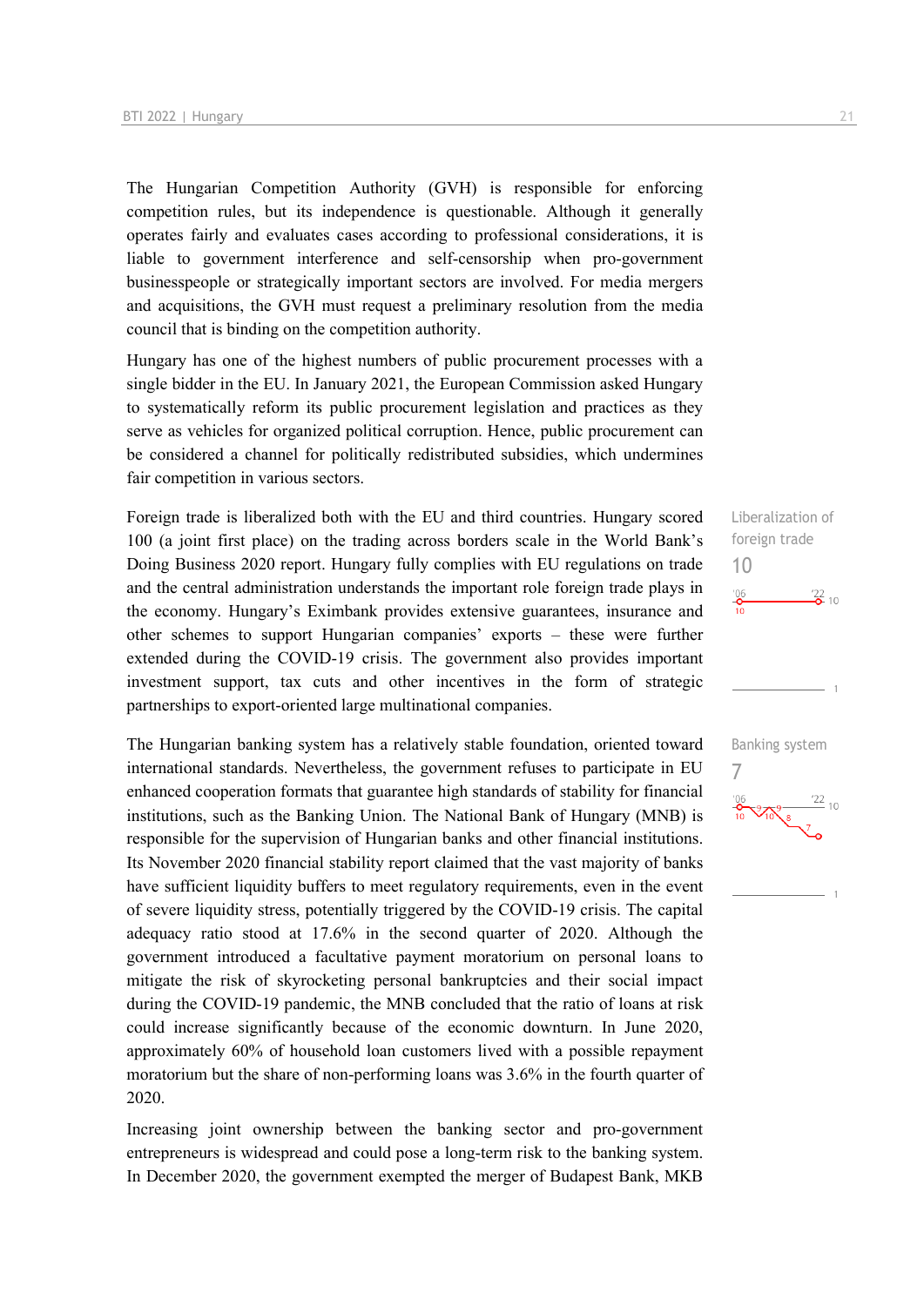The Hungarian Competition Authority (GVH) is responsible for enforcing competition rules, but its independence is questionable. Although it generally operates fairly and evaluates cases according to professional considerations, it is liable to government interference and self-censorship when pro-government businesspeople or strategically important sectors are involved. For media mergers and acquisitions, the GVH must request a preliminary resolution from the media council that is binding on the competition authority.

Hungary has one of the highest numbers of public procurement processes with a single bidder in the EU. In January 2021, the European Commission asked Hungary to systematically reform its public procurement legislation and practices as they serve as vehicles for organized political corruption. Hence, public procurement can be considered a channel for politically redistributed subsidies, which undermines fair competition in various sectors.

Liberalization of foreign trade

10

Foreign trade is liberalized both with the EU and third countries. Hungary scored 100 (a joint first place) on the trading across borders scale in the World Bank's Doing Business 2020 report. Hungary fully complies with EU regulations on trade and the central administration understands the important role foreign trade plays in the economy. Hungary's Eximbank provides extensive guarantees, insurance and other schemes to support Hungarian companies' exports – these were further extended during the COVID-19 crisis. The government also provides important investment support, tax cuts and other incentives in the form of strategic partnerships to export-oriented large multinational companies.

Banking system

7

The Hungarian banking system has a relatively stable foundation, oriented toward international standards. Nevertheless, the government refuses to participate in EU enhanced cooperation formats that guarantee high standards of stability for financial institutions, such as the Banking Union. The National Bank of Hungary (MNB) is responsible for the supervision of Hungarian banks and other financial institutions. Its November 2020 financial stability report claimed that the vast majority of banks have sufficient liquidity buffers to meet regulatory requirements, even in the event of severe liquidity stress, potentially triggered by the COVID-19 crisis. The capital adequacy ratio stood at 17.6% in the second quarter of 2020. Although the government introduced a facultative payment moratorium on personal loans to mitigate the risk of skyrocketing personal bankruptcies and their social impact during the COVID-19 pandemic, the MNB concluded that the ratio of loans at risk could increase significantly because of the economic downturn. In June 2020, approximately 60% of household loan customers lived with a possible repayment moratorium but the share of non-performing loans was 3.6% in the fourth quarter of 2020.

Increasing joint ownership between the banking sector and pro-government entrepreneurs is widespread and could pose a long-term risk to the banking system. In December 2020, the government exempted the merger of Budapest Bank, MKB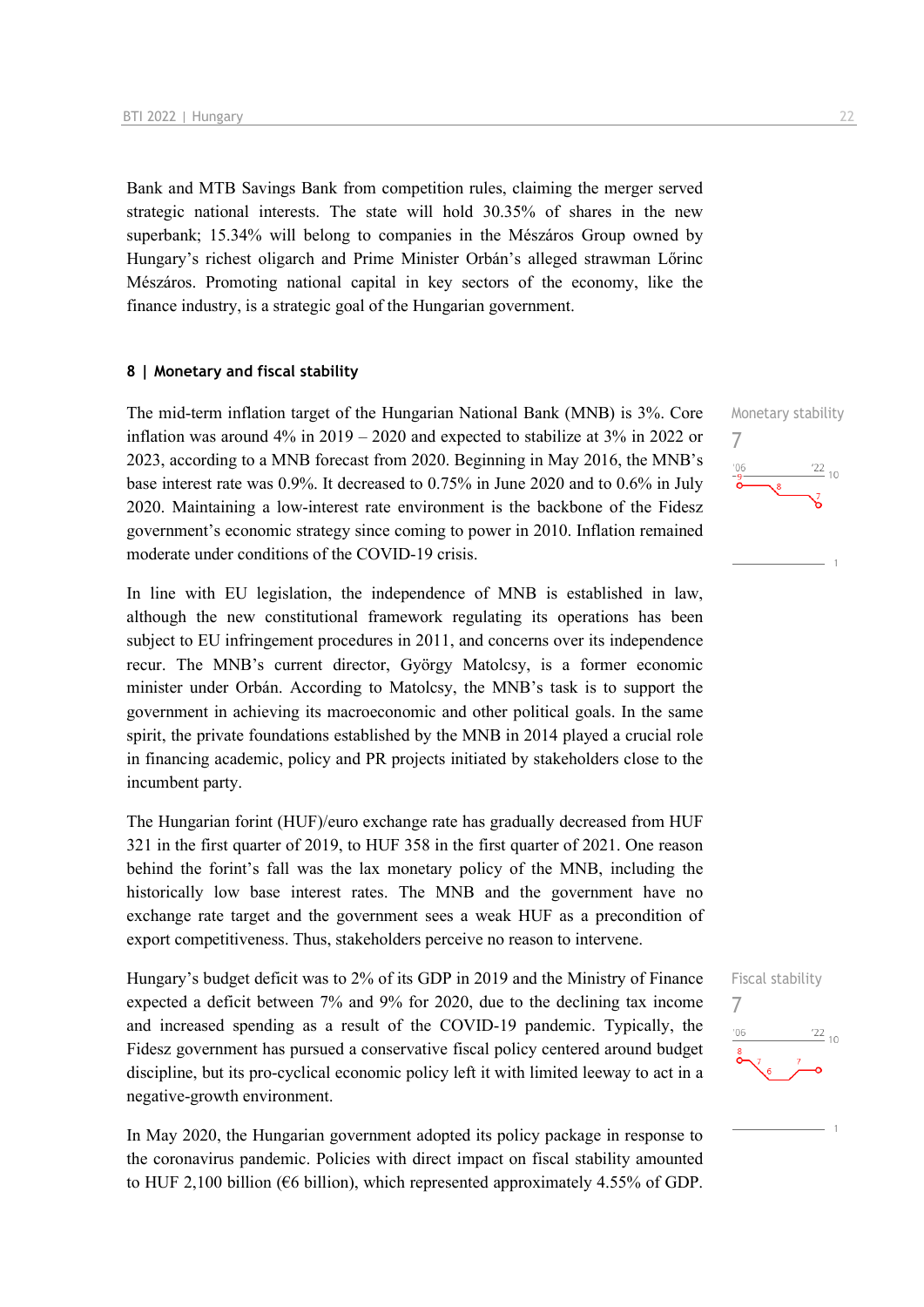Bank and MTB Savings Bank from competition rules, claiming the merger served strategic national interests. The state will hold 30.35% of shares in the new superbank; 15.34% will belong to companies in the Mészáros Group owned by Hungary's richest oligarch and Prime Minister Orbán's alleged strawman Lőrinc Mészáros. Promoting national capital in key sectors of the economy, like the finance industry, is a strategic goal of the Hungarian government.

### 8 | Monetary and fiscal stability

Monetary stability
7

The mid-term inflation target of the Hungarian National Bank (MNB) is 3%. Core inflation was around 4% in 2019 – 2020 and expected to stabilize at 3% in 2022 or 2023, according to a MNB forecast from 2020. Beginning in May 2016, the MNB's base interest rate was 0.9%. It decreased to 0.75% in June 2020 and to 0.6% in July 2020. Maintaining a low-interest rate environment is the backbone of the Fidesz government's economic strategy since coming to power in 2010. Inflation remained moderate under conditions of the COVID-19 crisis.

In line with EU legislation, the independence of MNB is established in law, although the new constitutional framework regulating its operations has been subject to EU infringement procedures in 2011, and concerns over its independence recur. The MNB's current director, György Matolcsy, is a former economic minister under Orbán. According to Matolcsy, the MNB's task is to support the government in achieving its macroeconomic and other political goals. In the same spirit, the private foundations established by the MNB in 2014 played a crucial role in financing academic, policy and PR projects initiated by stakeholders close to the incumbent party.

The Hungarian forint (HUF)/euro exchange rate has gradually decreased from HUF 321 in the first quarter of 2019, to HUF 358 in the first quarter of 2021. One reason behind the forint's fall was the lax monetary policy of the MNB, including the historically low base interest rates. The MNB and the government have no exchange rate target and the government sees a weak HUF as a precondition of export competitiveness. Thus, stakeholders perceive no reason to intervene.

Fiscal stability
7

Hungary's budget deficit was to 2% of its GDP in 2019 and the Ministry of Finance expected a deficit between 7% and 9% for 2020, due to the declining tax income and increased spending as a result of the COVID-19 pandemic. Typically, the Fidesz government has pursued a conservative fiscal policy centered around budget discipline, but its pro-cyclical economic policy left it with limited leeway to act in a negative-growth environment.

In May 2020, the Hungarian government adopted its policy package in response to the coronavirus pandemic. Policies with direct impact on fiscal stability amounted to HUF 2,100 billion (€6 billion), which represented approximately 4.55% of GDP.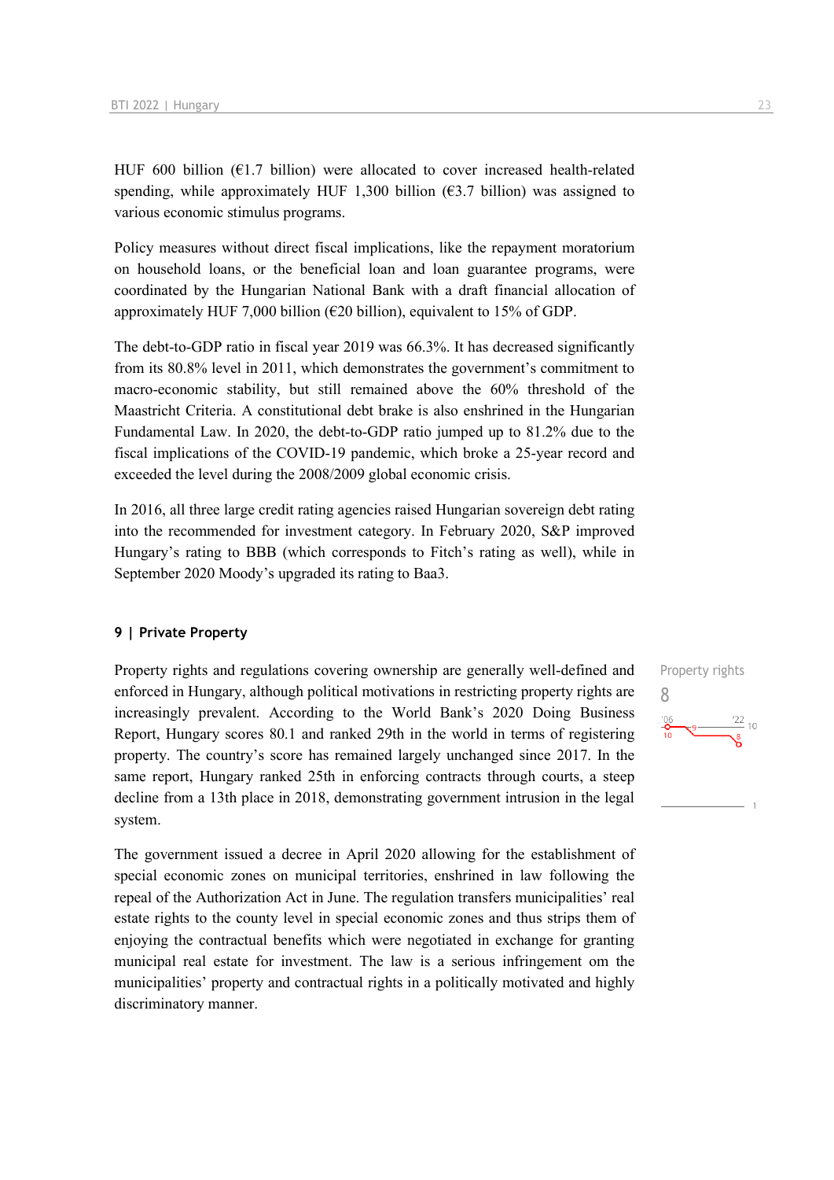HUF 600 billion (€1.7 billion) were allocated to cover increased health-related spending, while approximately HUF 1,300 billion (€3.7 billion) was assigned to various economic stimulus programs.

Policy measures without direct fiscal implications, like the repayment moratorium on household loans, or the beneficial loan and loan guarantee programs, were coordinated by the Hungarian National Bank with a draft financial allocation of approximately HUF 7,000 billion (€20 billion), equivalent to 15% of GDP.

The debt-to-GDP ratio in fiscal year 2019 was 66.3%. It has decreased significantly from its 80.8% level in 2011, which demonstrates the government's commitment to macro-economic stability, but still remained above the 60% threshold of the Maastricht Criteria. A constitutional debt brake is also enshrined in the Hungarian Fundamental Law. In 2020, the debt-to-GDP ratio jumped up to 81.2% due to the fiscal implications of the COVID-19 pandemic, which broke a 25-year record and exceeded the level during the 2008/2009 global economic crisis.

In 2016, all three large credit rating agencies raised Hungarian sovereign debt rating into the recommended for investment category. In February 2020, S&P improved Hungary's rating to BBB (which corresponds to Fitch's rating as well), while in September 2020 Moody's upgraded its rating to Baa3.

## 9 | Private Property

Property rights

8

Property rights and regulations covering ownership are generally well-defined and enforced in Hungary, although political motivations in restricting property rights are increasingly prevalent. According to the World Bank's 2020 Doing Business Report, Hungary scores 80.1 and ranked 29th in the world in terms of registering property. The country's score has remained largely unchanged since 2017. In the same report, Hungary ranked 25th in enforcing contracts through courts, a steep decline from a 13th place in 2018, demonstrating government intrusion in the legal system.

The government issued a decree in April 2020 allowing for the establishment of special economic zones on municipal territories, enshrined in law following the repeal of the Authorization Act in June. The regulation transfers municipalities' real estate rights to the county level in special economic zones and thus strips them of enjoying the contractual benefits which were negotiated in exchange for granting municipal real estate for investment. The law is a serious infringement om the municipalities' property and contractual rights in a politically motivated and highly discriminatory manner.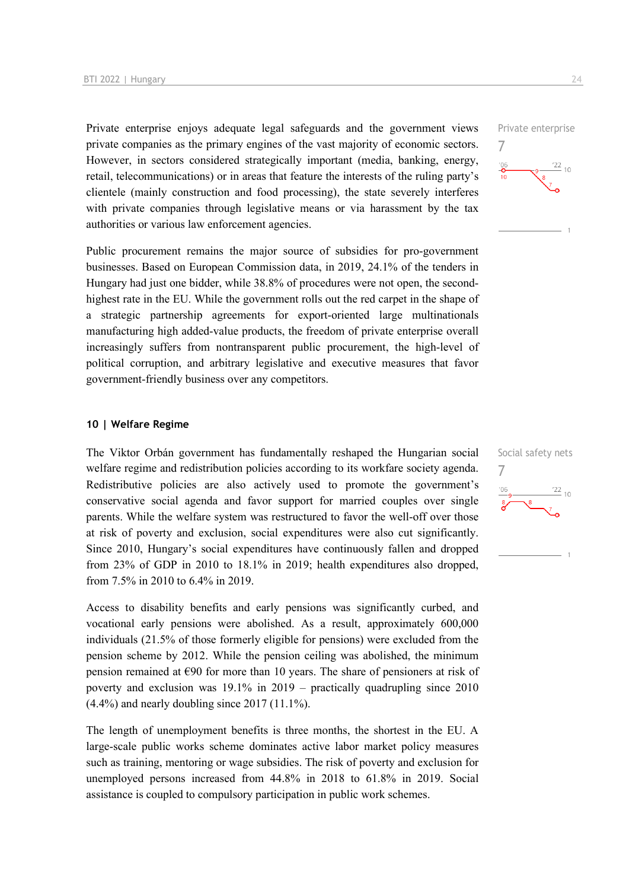Private enterprise enjoys adequate legal safeguards and the government views private companies as the primary engines of the vast majority of economic sectors. However, in sectors considered strategically important (media, banking, energy, retail, telecommunications) or in areas that feature the interests of the ruling party's clientele (mainly construction and food processing), the state severely interferes with private companies through legislative means or via harassment by the tax authorities or various law enforcement agencies.

Private enterprise
7

Public procurement remains the major source of subsidies for pro-government businesses. Based on European Commission data, in 2019, 24.1% of the tenders in Hungary had just one bidder, while 38.8% of procedures were not open, the second-highest rate in the EU. While the government rolls out the red carpet in the shape of a strategic partnership agreements for export-oriented large multinationals manufacturing high added-value products, the freedom of private enterprise overall increasingly suffers from nontransparent public procurement, the high-level of political corruption, and arbitrary legislative and executive measures that favor government-friendly business over any competitors.

## 10 | Welfare Regime

The Viktor Orbán government has fundamentally reshaped the Hungarian social welfare regime and redistribution policies according to its workfare society agenda. Redistributive policies are also actively used to promote the government's conservative social agenda and favor support for married couples over single parents. While the welfare system was restructured to favor the well-off over those at risk of poverty and exclusion, social expenditures were also cut significantly. Since 2010, Hungary's social expenditures have continuously fallen and dropped from 23% of GDP in 2010 to 18.1% in 2019; health expenditures also dropped, from 7.5% in 2010 to 6.4% in 2019.

Social safety nets
7

Access to disability benefits and early pensions was significantly curbed, and vocational early pensions were abolished. As a result, approximately 600,000 individuals (21.5% of those formerly eligible for pensions) were excluded from the pension scheme by 2012. While the pension ceiling was abolished, the minimum pension remained at €90 for more than 10 years. The share of pensioners at risk of poverty and exclusion was 19.1% in 2019 – practically quadrupling since 2010 (4.4%) and nearly doubling since 2017 (11.1%).

The length of unemployment benefits is three months, the shortest in the EU. A large-scale public works scheme dominates active labor market policy measures such as training, mentoring or wage subsidies. The risk of poverty and exclusion for unemployed persons increased from 44.8% in 2018 to 61.8% in 2019. Social assistance is coupled to compulsory participation in public work schemes.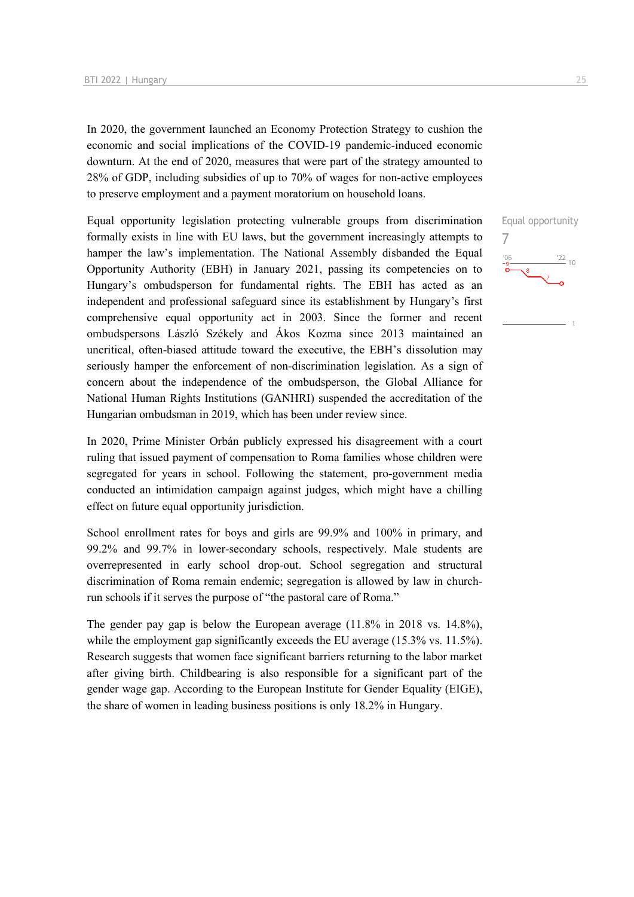In 2020, the government launched an Economy Protection Strategy to cushion the economic and social implications of the COVID-19 pandemic-induced economic downturn. At the end of 2020, measures that were part of the strategy amounted to 28% of GDP, including subsidies of up to 70% of wages for non-active employees to preserve employment and a payment moratorium on household loans.

Equal opportunity legislation protecting vulnerable groups from discrimination formally exists in line with EU laws, but the government increasingly attempts to hamper the law's implementation. The National Assembly disbanded the Equal Opportunity Authority (EBH) in January 2021, passing its competencies on to Hungary's ombudsperson for fundamental rights. The EBH has acted as an independent and professional safeguard since its establishment by Hungary's first comprehensive equal opportunity act in 2003. Since the former and recent ombudspersons László Székely and Ákos Kozma since 2013 maintained an uncritical, often-biased attitude toward the executive, the EBH's dissolution may seriously hamper the enforcement of non-discrimination legislation. As a sign of concern about the independence of the ombudsperson, the Global Alliance for National Human Rights Institutions (GANHRI) suspended the accreditation of the Hungarian ombudsman in 2019, which has been under review since.

Equal opportunity
7

In 2020, Prime Minister Orbán publicly expressed his disagreement with a court ruling that issued payment of compensation to Roma families whose children were segregated for years in school. Following the statement, pro-government media conducted an intimidation campaign against judges, which might have a chilling effect on future equal opportunity jurisdiction.

School enrollment rates for boys and girls are 99.9% and 100% in primary, and 99.2% and 99.7% in lower-secondary schools, respectively. Male students are overrepresented in early school drop-out. School segregation and structural discrimination of Roma remain endemic; segregation is allowed by law in church-run schools if it serves the purpose of "the pastoral care of Roma."

The gender pay gap is below the European average (11.8% in 2018 vs. 14.8%), while the employment gap significantly exceeds the EU average (15.3% vs. 11.5%). Research suggests that women face significant barriers returning to the labor market after giving birth. Childbearing is also responsible for a significant part of the gender wage gap. According to the European Institute for Gender Equality (EIGE), the share of women in leading business positions is only 18.2% in Hungary.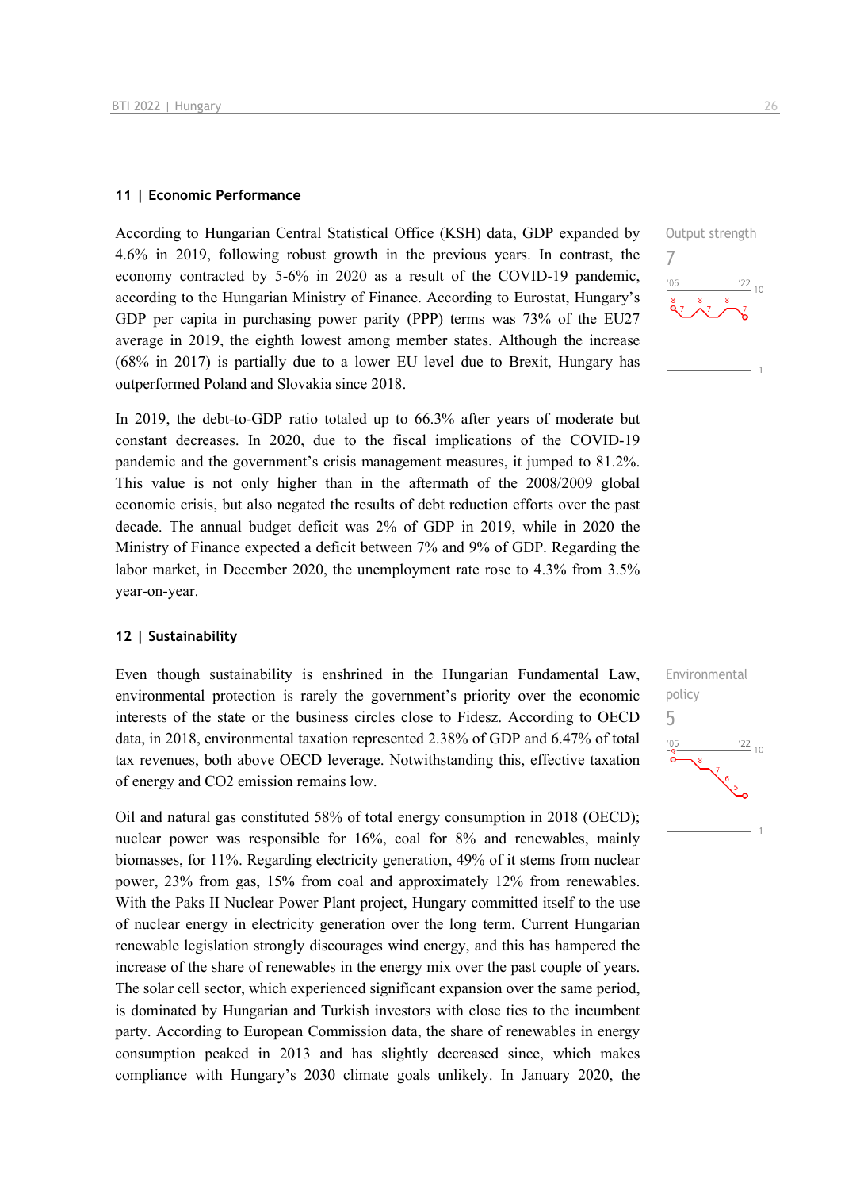## 11 | Economic Performance

According to Hungarian Central Statistical Office (KSH) data, GDP expanded by 4.6% in 2019, following robust growth in the previous years. In contrast, the economy contracted by 5-6% in 2020 as a result of the COVID-19 pandemic, according to the Hungarian Ministry of Finance. According to Eurostat, Hungary's GDP per capita in purchasing power parity (PPP) terms was 73% of the EU27 average in 2019, the eighth lowest among member states. Although the increase (68% in 2017) is partially due to a lower EU level due to Brexit, Hungary has outperformed Poland and Slovakia since 2018.

Output strength
7

In 2019, the debt-to-GDP ratio totaled up to 66.3% after years of moderate but constant decreases. In 2020, due to the fiscal implications of the COVID-19 pandemic and the government's crisis management measures, it jumped to 81.2%. This value is not only higher than in the aftermath of the 2008/2009 global economic crisis, but also negated the results of debt reduction efforts over the past decade. The annual budget deficit was 2% of GDP in 2019, while in 2020 the Ministry of Finance expected a deficit between 7% and 9% of GDP. Regarding the labor market, in December 2020, the unemployment rate rose to 4.3% from 3.5% year-on-year.

## 12 | Sustainability

Even though sustainability is enshrined in the Hungarian Fundamental Law, environmental protection is rarely the government's priority over the economic interests of the state or the business circles close to Fidesz. According to OECD data, in 2018, environmental taxation represented 2.38% of GDP and 6.47% of total tax revenues, both above OECD leverage. Notwithstanding this, effective taxation of energy and CO2 emission remains low.

Environmental policy
5

Oil and natural gas constituted 58% of total energy consumption in 2018 (OECD); nuclear power was responsible for 16%, coal for 8% and renewables, mainly biomasses, for 11%. Regarding electricity generation, 49% of it stems from nuclear power, 23% from gas, 15% from coal and approximately 12% from renewables. With the Paks II Nuclear Power Plant project, Hungary committed itself to the use of nuclear energy in electricity generation over the long term. Current Hungarian renewable legislation strongly discourages wind energy, and this has hampered the increase of the share of renewables in the energy mix over the past couple of years. The solar cell sector, which experienced significant expansion over the same period, is dominated by Hungarian and Turkish investors with close ties to the incumbent party. According to European Commission data, the share of renewables in energy consumption peaked in 2013 and has slightly decreased since, which makes compliance with Hungary's 2030 climate goals unlikely. In January 2020, the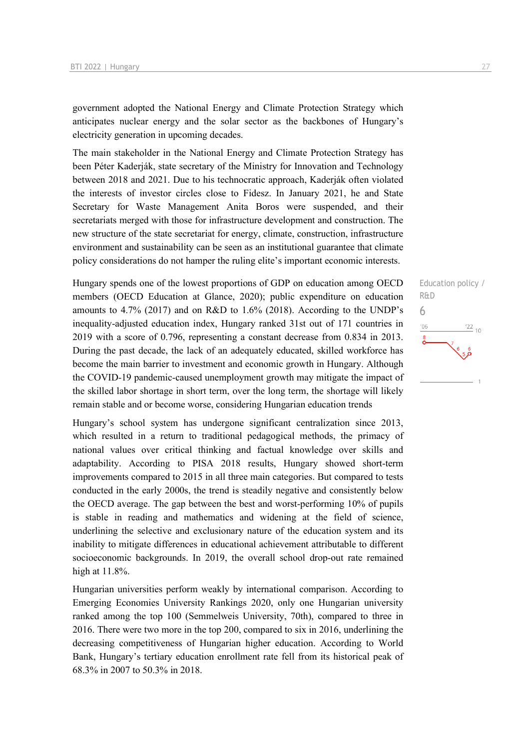government adopted the National Energy and Climate Protection Strategy which anticipates nuclear energy and the solar sector as the backbones of Hungary's electricity generation in upcoming decades.

The main stakeholder in the National Energy and Climate Protection Strategy has been Péter Kaderják, state secretary of the Ministry for Innovation and Technology between 2018 and 2021. Due to his technocratic approach, Kaderják often violated the interests of investor circles close to Fidesz. In January 2021, he and State Secretary for Waste Management Anita Boros were suspended, and their secretariats merged with those for infrastructure development and construction. The new structure of the state secretariat for energy, climate, construction, infrastructure environment and sustainability can be seen as an institutional guarantee that climate policy considerations do not hamper the ruling elite's important economic interests.

Education policy / R&D
6

Hungary spends one of the lowest proportions of GDP on education among OECD members (OECD Education at Glance, 2020); public expenditure on education amounts to 4.7% (2017) and on R&D to 1.6% (2018). According to the UNDP's inequality-adjusted education index, Hungary ranked 31st out of 171 countries in 2019 with a score of 0.796, representing a constant decrease from 0.834 in 2013. During the past decade, the lack of an adequately educated, skilled workforce has become the main barrier to investment and economic growth in Hungary. Although the COVID-19 pandemic-caused unemployment growth may mitigate the impact of the skilled labor shortage in short term, over the long term, the shortage will likely remain stable and or become worse, considering Hungarian education trends

Hungary's school system has undergone significant centralization since 2013, which resulted in a return to traditional pedagogical methods, the primacy of national values over critical thinking and factual knowledge over skills and adaptability. According to PISA 2018 results, Hungary showed short-term improvements compared to 2015 in all three main categories. But compared to tests conducted in the early 2000s, the trend is steadily negative and consistently below the OECD average. The gap between the best and worst-performing 10% of pupils is stable in reading and mathematics and widening at the field of science, underlining the selective and exclusionary nature of the education system and its inability to mitigate differences in educational achievement attributable to different socioeconomic backgrounds. In 2019, the overall school drop-out rate remained high at 11.8%.

Hungarian universities perform weakly by international comparison. According to Emerging Economies University Rankings 2020, only one Hungarian university ranked among the top 100 (Semmelweis University, 70th), compared to three in 2016. There were two more in the top 200, compared to six in 2016, underlining the decreasing competitiveness of Hungarian higher education. According to World Bank, Hungary's tertiary education enrollment rate fell from its historical peak of 68.3% in 2007 to 50.3% in 2018.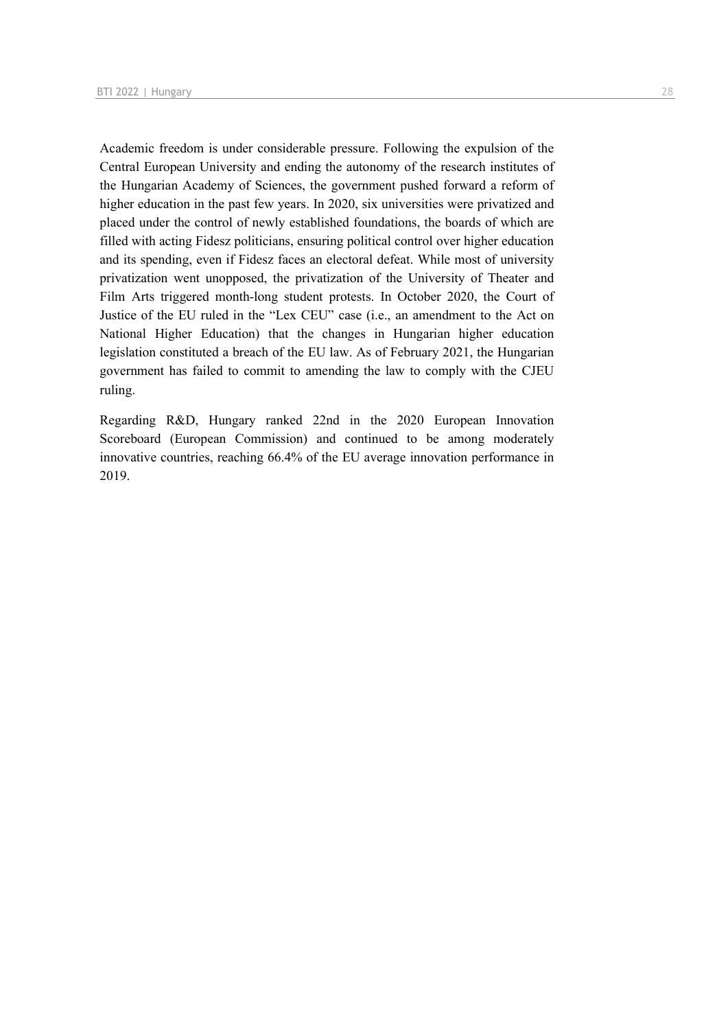Academic freedom is under considerable pressure. Following the expulsion of the Central European University and ending the autonomy of the research institutes of the Hungarian Academy of Sciences, the government pushed forward a reform of higher education in the past few years. In 2020, six universities were privatized and placed under the control of newly established foundations, the boards of which are filled with acting Fidesz politicians, ensuring political control over higher education and its spending, even if Fidesz faces an electoral defeat. While most of university privatization went unopposed, the privatization of the University of Theater and Film Arts triggered month-long student protests. In October 2020, the Court of Justice of the EU ruled in the "Lex CEU" case (i.e., an amendment to the Act on National Higher Education) that the changes in Hungarian higher education legislation constituted a breach of the EU law. As of February 2021, the Hungarian government has failed to commit to amending the law to comply with the CJEU ruling.

Regarding R&D, Hungary ranked 22nd in the 2020 European Innovation Scoreboard (European Commission) and continued to be among moderately innovative countries, reaching 66.4% of the EU average innovation performance in 2019.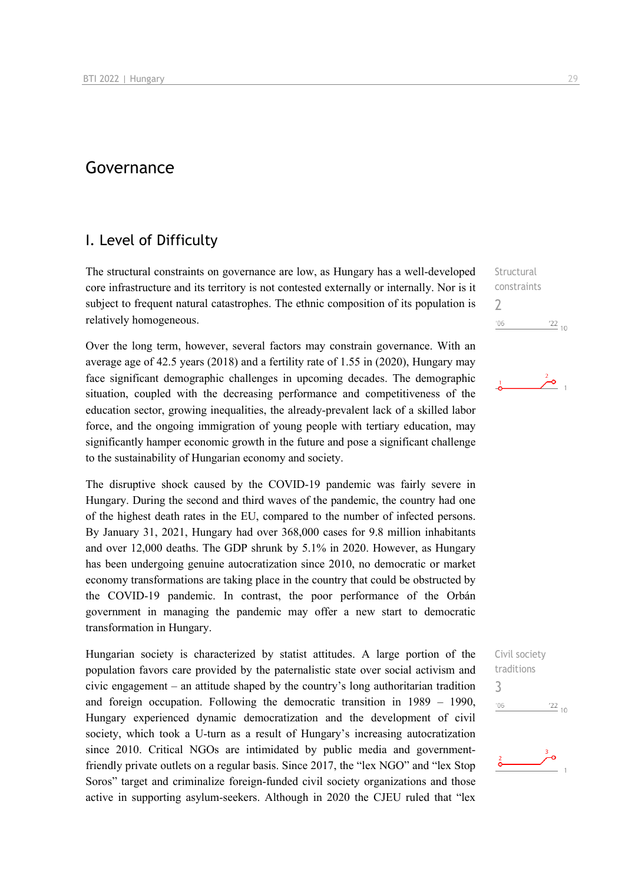# Governance

## I. Level of Difficulty

The structural constraints on governance are low, as Hungary has a well-developed core infrastructure and its territory is not contested externally or internally. Nor is it subject to frequent natural catastrophes. The ethnic composition of its population is relatively homogeneous.

Structural constraints
2

Over the long term, however, several factors may constrain governance. With an average age of 42.5 years (2018) and a fertility rate of 1.55 in (2020), Hungary may face significant demographic challenges in upcoming decades. The demographic situation, coupled with the decreasing performance and competitiveness of the education sector, growing inequalities, the already-prevalent lack of a skilled labor force, and the ongoing immigration of young people with tertiary education, may significantly hamper economic growth in the future and pose a significant challenge to the sustainability of Hungarian economy and society.

The disruptive shock caused by the COVID-19 pandemic was fairly severe in Hungary. During the second and third waves of the pandemic, the country had one of the highest death rates in the EU, compared to the number of infected persons. By January 31, 2021, Hungary had over 368,000 cases for 9.8 million inhabitants and over 12,000 deaths. The GDP shrunk by 5.1% in 2020. However, as Hungary has been undergoing genuine autocratization since 2010, no democratic or market economy transformations are taking place in the country that could be obstructed by the COVID-19 pandemic. In contrast, the poor performance of the Orbán government in managing the pandemic may offer a new start to democratic transformation in Hungary.

Hungarian society is characterized by statist attitudes. A large portion of the population favors care provided by the paternalistic state over social activism and civic engagement – an attitude shaped by the country's long authoritarian tradition and foreign occupation. Following the democratic transition in 1989 – 1990, Hungary experienced dynamic democratization and the development of civil society, which took a U-turn as a result of Hungary's increasing autocratization since 2010. Critical NGOs are intimidated by public media and government-friendly private outlets on a regular basis. Since 2017, the "lex NGO" and "lex Stop Soros" target and criminalize foreign-funded civil society organizations and those active in supporting asylum-seekers. Although in 2020 the CJEU ruled that "lex

Civil society traditions
3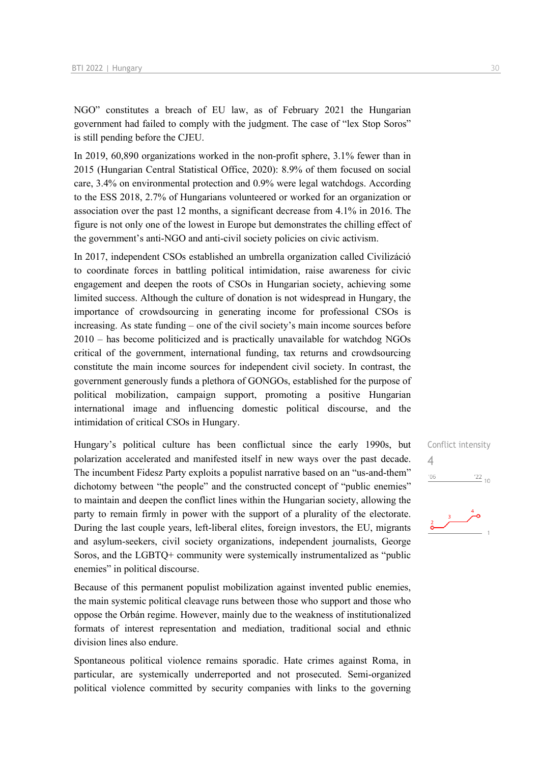NGO" constitutes a breach of EU law, as of February 2021 the Hungarian government had failed to comply with the judgment. The case of "lex Stop Soros" is still pending before the CJEU.

In 2019, 60,890 organizations worked in the non-profit sphere, 3.1% fewer than in 2015 (Hungarian Central Statistical Office, 2020): 8.9% of them focused on social care, 3.4% on environmental protection and 0.9% were legal watchdogs. According to the ESS 2018, 2.7% of Hungarians volunteered or worked for an organization or association over the past 12 months, a significant decrease from 4.1% in 2016. The figure is not only one of the lowest in Europe but demonstrates the chilling effect of the government's anti-NGO and anti-civil society policies on civic activism.

In 2017, independent CSOs established an umbrella organization called Civilizáció to coordinate forces in battling political intimidation, raise awareness for civic engagement and deepen the roots of CSOs in Hungarian society, achieving some limited success. Although the culture of donation is not widespread in Hungary, the importance of crowdsourcing in generating income for professional CSOs is increasing. As state funding – one of the civil society's main income sources before 2010 – has become politicized and is practically unavailable for watchdog NGOs critical of the government, international funding, tax returns and crowdsourcing constitute the main income sources for independent civil society. In contrast, the government generously funds a plethora of GONGOs, established for the purpose of political mobilization, campaign support, promoting a positive Hungarian international image and influencing domestic political discourse, and the intimidation of critical CSOs in Hungary.

Conflict intensity
4

Hungary's political culture has been conflictual since the early 1990s, but polarization accelerated and manifested itself in new ways over the past decade. The incumbent Fidesz Party exploits a populist narrative based on an "us-and-them" dichotomy between "the people" and the constructed concept of "public enemies" to maintain and deepen the conflict lines within the Hungarian society, allowing the party to remain firmly in power with the support of a plurality of the electorate. During the last couple years, left-liberal elites, foreign investors, the EU, migrants and asylum-seekers, civil society organizations, independent journalists, George Soros, and the LGBTQ+ community were systemically instrumentalized as "public enemies" in political discourse.

Because of this permanent populist mobilization against invented public enemies, the main systemic political cleavage runs between those who support and those who oppose the Orbán regime. However, mainly due to the weakness of institutionalized formats of interest representation and mediation, traditional social and ethnic division lines also endure.

Spontaneous political violence remains sporadic. Hate crimes against Roma, in particular, are systemically underreported and not prosecuted. Semi-organized political violence committed by security companies with links to the governing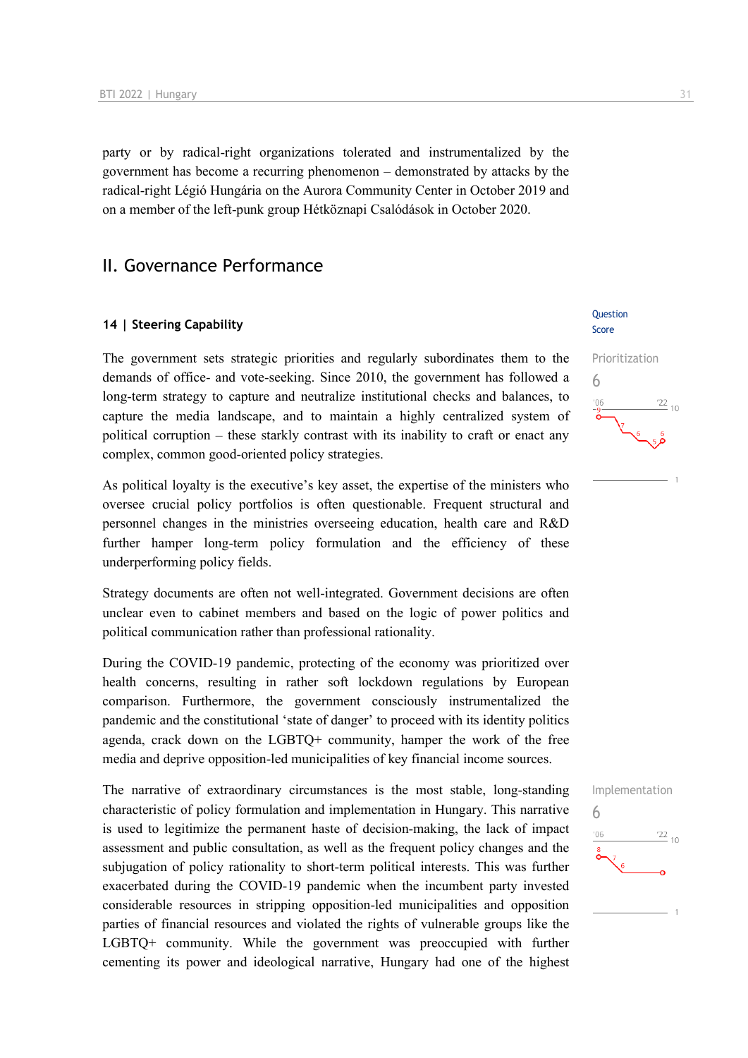party or by radical-right organizations tolerated and instrumentalized by the government has become a recurring phenomenon – demonstrated by attacks by the radical-right Légió Hungária on the Aurora Community Center in October 2019 and on a member of the left-punk group Hétköznapi Csalódások in October 2020.

## II. Governance Performance

### 14 | Steering Capability

Question Score

Prioritization
6

The government sets strategic priorities and regularly subordinates them to the demands of office- and vote-seeking. Since 2010, the government has followed a long-term strategy to capture and neutralize institutional checks and balances, to capture the media landscape, and to maintain a highly centralized system of political corruption – these starkly contrast with its inability to craft or enact any complex, common good-oriented policy strategies.

As political loyalty is the executive's key asset, the expertise of the ministers who oversee crucial policy portfolios is often questionable. Frequent structural and personnel changes in the ministries overseeing education, health care and R&D further hamper long-term policy formulation and the efficiency of these underperforming policy fields.

Strategy documents are often not well-integrated. Government decisions are often unclear even to cabinet members and based on the logic of power politics and political communication rather than professional rationality.

During the COVID-19 pandemic, protecting of the economy was prioritized over health concerns, resulting in rather soft lockdown regulations by European comparison. Furthermore, the government consciously instrumentalized the pandemic and the constitutional 'state of danger' to proceed with its identity politics agenda, crack down on the LGBTQ+ community, hamper the work of the free media and deprive opposition-led municipalities of key financial income sources.

Implementation
6

The narrative of extraordinary circumstances is the most stable, long-standing characteristic of policy formulation and implementation in Hungary. This narrative is used to legitimize the permanent haste of decision-making, the lack of impact assessment and public consultation, as well as the frequent policy changes and the subjugation of policy rationality to short-term political interests. This was further exacerbated during the COVID-19 pandemic when the incumbent party invested considerable resources in stripping opposition-led municipalities and opposition parties of financial resources and violated the rights of vulnerable groups like the LGBTQ+ community. While the government was preoccupied with further cementing its power and ideological narrative, Hungary had one of the highest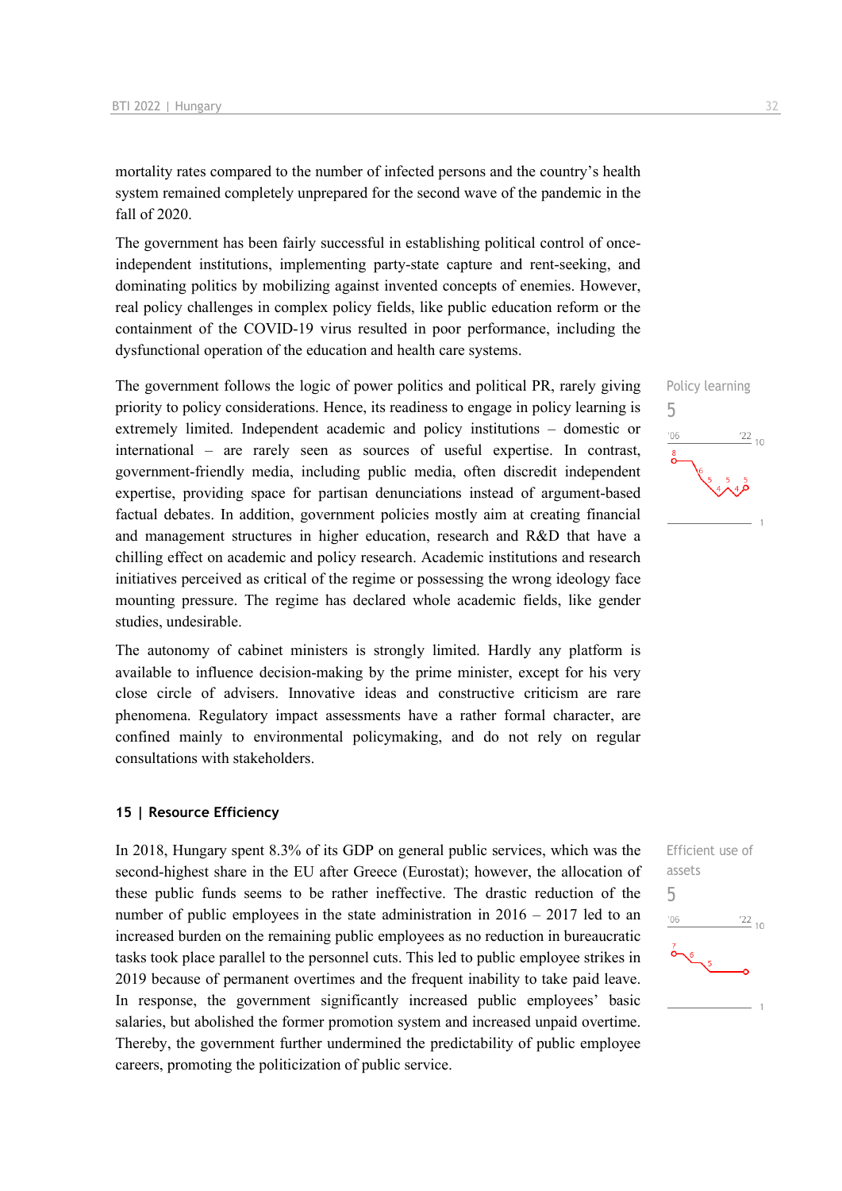mortality rates compared to the number of infected persons and the country's health system remained completely unprepared for the second wave of the pandemic in the fall of 2020.

The government has been fairly successful in establishing political control of once-independent institutions, implementing party-state capture and rent-seeking, and dominating politics by mobilizing against invented concepts of enemies. However, real policy challenges in complex policy fields, like public education reform or the containment of the COVID-19 virus resulted in poor performance, including the dysfunctional operation of the education and health care systems.

The government follows the logic of power politics and political PR, rarely giving priority to policy considerations. Hence, its readiness to engage in policy learning is extremely limited. Independent academic and policy institutions – domestic or international – are rarely seen as sources of useful expertise. In contrast, government-friendly media, including public media, often discredit independent expertise, providing space for partisan denunciations instead of argument-based factual debates. In addition, government policies mostly aim at creating financial and management structures in higher education, research and R&D that have a chilling effect on academic and policy research. Academic institutions and research initiatives perceived as critical of the regime or possessing the wrong ideology face mounting pressure. The regime has declared whole academic fields, like gender studies, undesirable.

Policy learning
5

The autonomy of cabinet ministers is strongly limited. Hardly any platform is available to influence decision-making by the prime minister, except for his very close circle of advisers. Innovative ideas and constructive criticism are rare phenomena. Regulatory impact assessments have a rather formal character, are confined mainly to environmental policymaking, and do not rely on regular consultations with stakeholders.

### 15 | Resource Efficiency

In 2018, Hungary spent 8.3% of its GDP on general public services, which was the second-highest share in the EU after Greece (Eurostat); however, the allocation of these public funds seems to be rather ineffective. The drastic reduction of the number of public employees in the state administration in 2016 – 2017 led to an increased burden on the remaining public employees as no reduction in bureaucratic tasks took place parallel to the personnel cuts. This led to public employee strikes in 2019 because of permanent overtimes and the frequent inability to take paid leave. In response, the government significantly increased public employees' basic salaries, but abolished the former promotion system and increased unpaid overtime. Thereby, the government further undermined the predictability of public employee careers, promoting the politicization of public service.

Efficient use of assets
5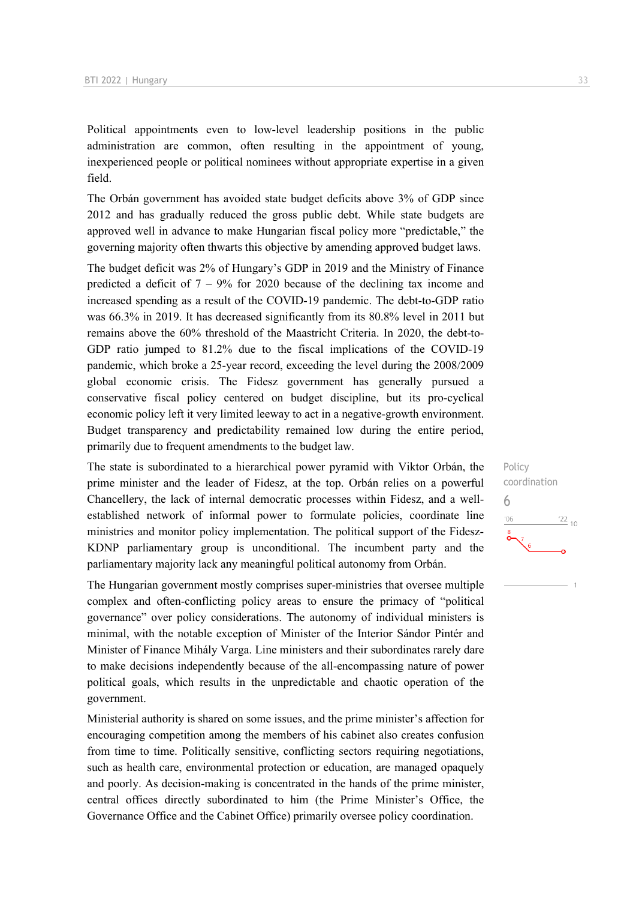Political appointments even to low-level leadership positions in the public administration are common, often resulting in the appointment of young, inexperienced people or political nominees without appropriate expertise in a given field.

The Orbán government has avoided state budget deficits above 3% of GDP since 2012 and has gradually reduced the gross public debt. While state budgets are approved well in advance to make Hungarian fiscal policy more "predictable," the governing majority often thwarts this objective by amending approved budget laws.

The budget deficit was 2% of Hungary's GDP in 2019 and the Ministry of Finance predicted a deficit of 7 – 9% for 2020 because of the declining tax income and increased spending as a result of the COVID-19 pandemic. The debt-to-GDP ratio was 66.3% in 2019. It has decreased significantly from its 80.8% level in 2011 but remains above the 60% threshold of the Maastricht Criteria. In 2020, the debt-to-GDP ratio jumped to 81.2% due to the fiscal implications of the COVID-19 pandemic, which broke a 25-year record, exceeding the level during the 2008/2009 global economic crisis. The Fidesz government has generally pursued a conservative fiscal policy centered on budget discipline, but its pro-cyclical economic policy left it very limited leeway to act in a negative-growth environment. Budget transparency and predictability remained low during the entire period, primarily due to frequent amendments to the budget law.

Policy coordination

6

The state is subordinated to a hierarchical power pyramid with Viktor Orbán, the prime minister and the leader of Fidesz, at the top. Orbán relies on a powerful Chancellery, the lack of internal democratic processes within Fidesz, and a well-established network of informal power to formulate policies, coordinate line ministries and monitor policy implementation. The political support of the Fidesz-KDNP parliamentary group is unconditional. The incumbent party and the parliamentary majority lack any meaningful political autonomy from Orbán.

The Hungarian government mostly comprises super-ministries that oversee multiple complex and often-conflicting policy areas to ensure the primacy of "political governance" over policy considerations. The autonomy of individual ministers is minimal, with the notable exception of Minister of the Interior Sándor Pintér and Minister of Finance Mihály Varga. Line ministers and their subordinates rarely dare to make decisions independently because of the all-encompassing nature of power political goals, which results in the unpredictable and chaotic operation of the government.

Ministerial authority is shared on some issues, and the prime minister's affection for encouraging competition among the members of his cabinet also creates confusion from time to time. Politically sensitive, conflicting sectors requiring negotiations, such as health care, environmental protection or education, are managed opaquely and poorly. As decision-making is concentrated in the hands of the prime minister, central offices directly subordinated to him (the Prime Minister's Office, the Governance Office and the Cabinet Office) primarily oversee policy coordination.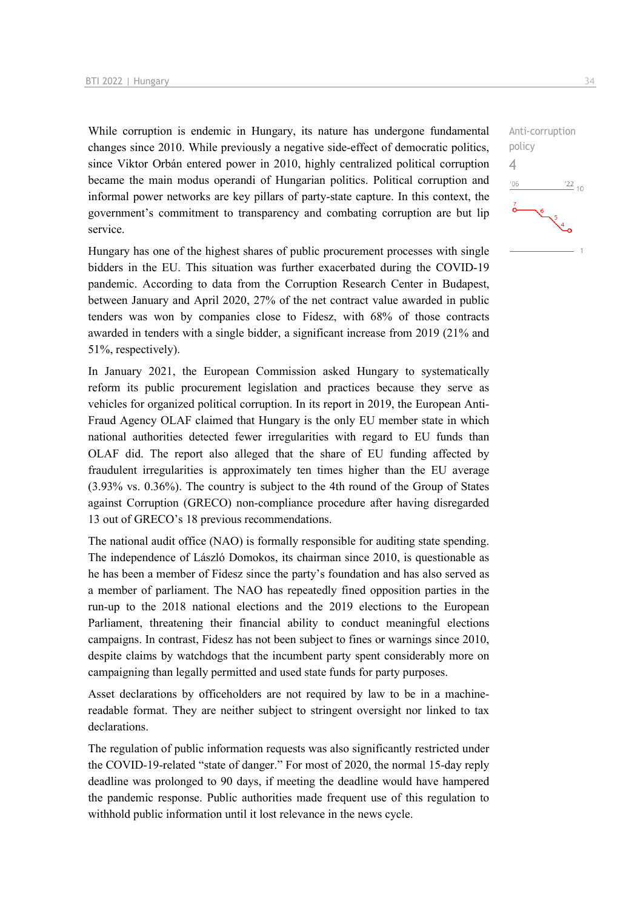While corruption is endemic in Hungary, its nature has undergone fundamental changes since 2010. While previously a negative side-effect of democratic politics, since Viktor Orbán entered power in 2010, highly centralized political corruption became the main modus operandi of Hungarian politics. Political corruption and informal power networks are key pillars of party-state capture. In this context, the government's commitment to transparency and combating corruption are but lip service.

Anti-corruption policy
4

Hungary has one of the highest shares of public procurement processes with single bidders in the EU. This situation was further exacerbated during the COVID-19 pandemic. According to data from the Corruption Research Center in Budapest, between January and April 2020, 27% of the net contract value awarded in public tenders was won by companies close to Fidesz, with 68% of those contracts awarded in tenders with a single bidder, a significant increase from 2019 (21% and 51%, respectively).

In January 2021, the European Commission asked Hungary to systematically reform its public procurement legislation and practices because they serve as vehicles for organized political corruption. In its report in 2019, the European Anti-Fraud Agency OLAF claimed that Hungary is the only EU member state in which national authorities detected fewer irregularities with regard to EU funds than OLAF did. The report also alleged that the share of EU funding affected by fraudulent irregularities is approximately ten times higher than the EU average (3.93% vs. 0.36%). The country is subject to the 4th round of the Group of States against Corruption (GRECO) non-compliance procedure after having disregarded 13 out of GRECO's 18 previous recommendations.

The national audit office (NAO) is formally responsible for auditing state spending. The independence of László Domokos, its chairman since 2010, is questionable as he has been a member of Fidesz since the party's foundation and has also served as a member of parliament. The NAO has repeatedly fined opposition parties in the run-up to the 2018 national elections and the 2019 elections to the European Parliament, threatening their financial ability to conduct meaningful elections campaigns. In contrast, Fidesz has not been subject to fines or warnings since 2010, despite claims by watchdogs that the incumbent party spent considerably more on campaigning than legally permitted and used state funds for party purposes.

Asset declarations by officeholders are not required by law to be in a machine-readable format. They are neither subject to stringent oversight nor linked to tax declarations.

The regulation of public information requests was also significantly restricted under the COVID-19-related "state of danger." For most of 2020, the normal 15-day reply deadline was prolonged to 90 days, if meeting the deadline would have hampered the pandemic response. Public authorities made frequent use of this regulation to withhold public information until it lost relevance in the news cycle.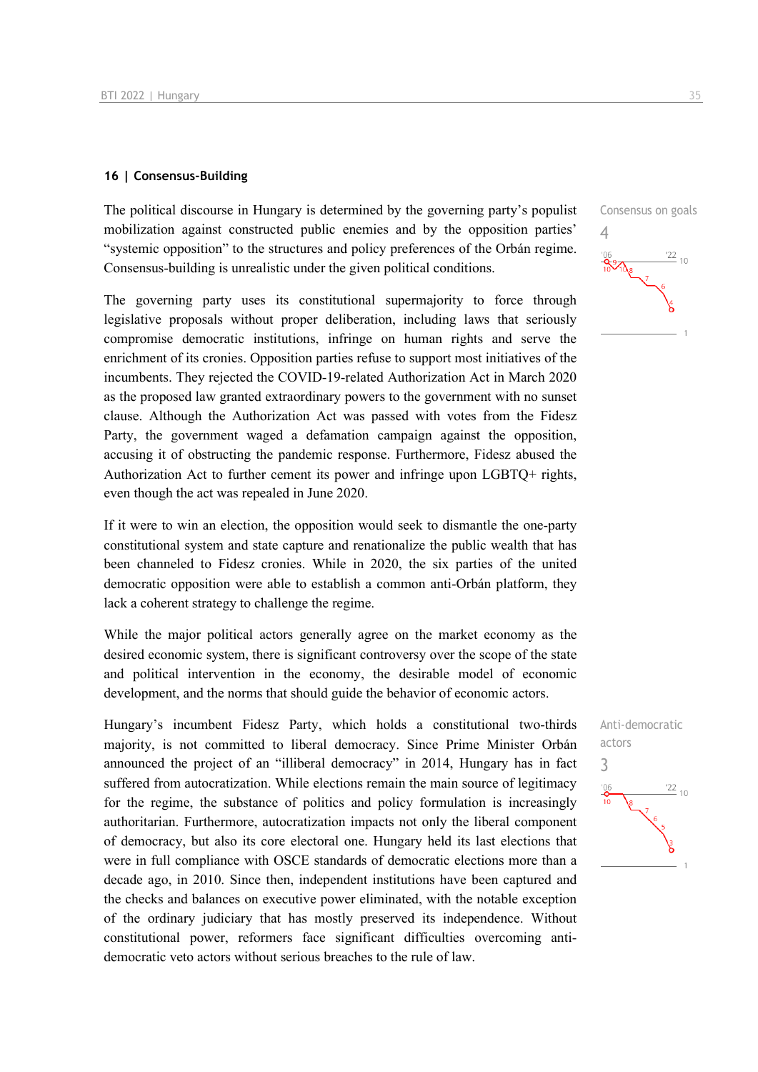## 16 | Consensus-Building

The political discourse in Hungary is determined by the governing party's populist mobilization against constructed public enemies and by the opposition parties' "systemic opposition" to the structures and policy preferences of the Orbán regime. Consensus-building is unrealistic under the given political conditions.

Consensus on goals
4

The governing party uses its constitutional supermajority to force through legislative proposals without proper deliberation, including laws that seriously compromise democratic institutions, infringe on human rights and serve the enrichment of its cronies. Opposition parties refuse to support most initiatives of the incumbents. They rejected the COVID-19-related Authorization Act in March 2020 as the proposed law granted extraordinary powers to the government with no sunset clause. Although the Authorization Act was passed with votes from the Fidesz Party, the government waged a defamation campaign against the opposition, accusing it of obstructing the pandemic response. Furthermore, Fidesz abused the Authorization Act to further cement its power and infringe upon LGBTQ+ rights, even though the act was repealed in June 2020.

If it were to win an election, the opposition would seek to dismantle the one-party constitutional system and state capture and renationalize the public wealth that has been channeled to Fidesz cronies. While in 2020, the six parties of the united democratic opposition were able to establish a common anti-Orbán platform, they lack a coherent strategy to challenge the regime.

While the major political actors generally agree on the market economy as the desired economic system, there is significant controversy over the scope of the state and political intervention in the economy, the desirable model of economic development, and the norms that should guide the behavior of economic actors.

Anti-democratic actors
3

Hungary's incumbent Fidesz Party, which holds a constitutional two-thirds majority, is not committed to liberal democracy. Since Prime Minister Orbán announced the project of an "illiberal democracy" in 2014, Hungary has in fact suffered from autocratization. While elections remain the main source of legitimacy for the regime, the substance of politics and policy formulation is increasingly authoritarian. Furthermore, autocratization impacts not only the liberal component of democracy, but also its core electoral one. Hungary held its last elections that were in full compliance with OSCE standards of democratic elections more than a decade ago, in 2010. Since then, independent institutions have been captured and the checks and balances on executive power eliminated, with the notable exception of the ordinary judiciary that has mostly preserved its independence. Without constitutional power, reformers face significant difficulties overcoming anti-democratic veto actors without serious breaches to the rule of law.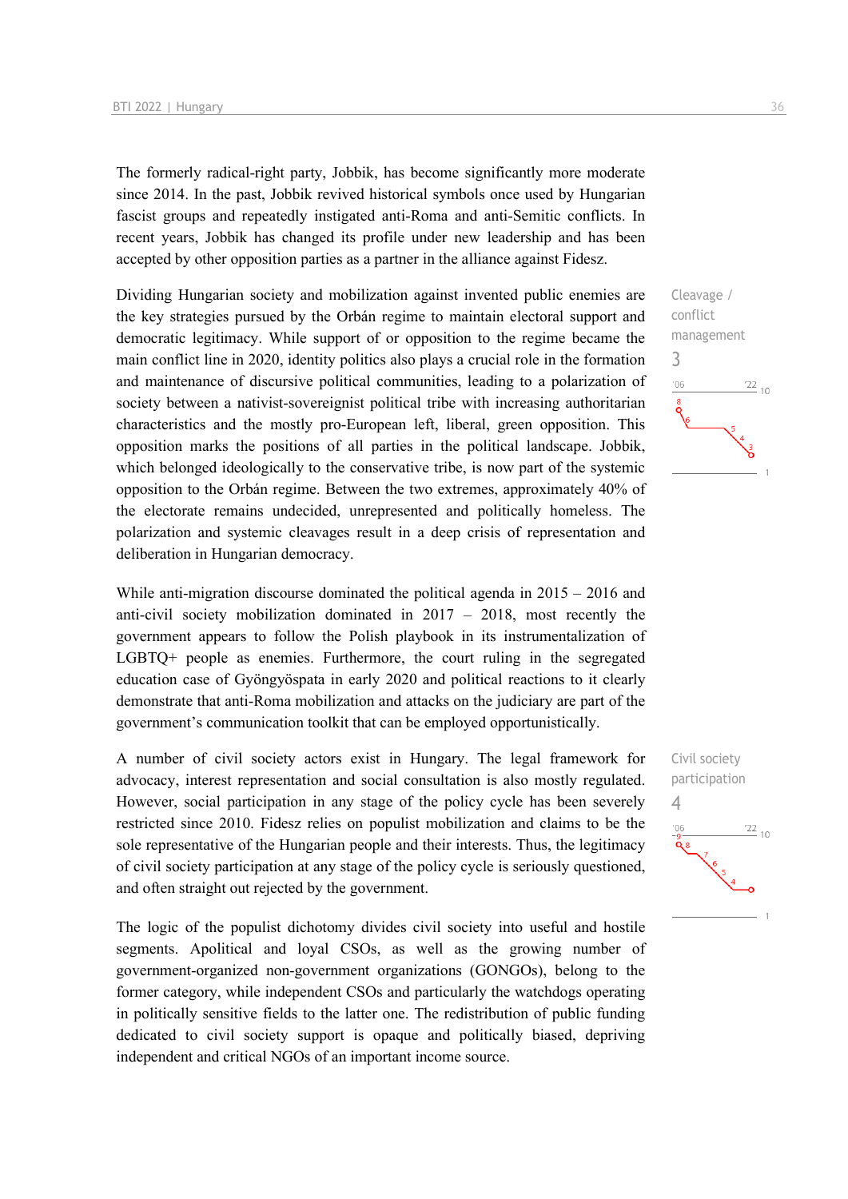The formerly radical-right party, Jobbik, has become significantly more moderate since 2014. In the past, Jobbik revived historical symbols once used by Hungarian fascist groups and repeatedly instigated anti-Roma and anti-Semitic conflicts. In recent years, Jobbik has changed its profile under new leadership and has been accepted by other opposition parties as a partner in the alliance against Fidesz.

Cleavage / conflict management
3

Dividing Hungarian society and mobilization against invented public enemies are the key strategies pursued by the Orbán regime to maintain electoral support and democratic legitimacy. While support of or opposition to the regime became the main conflict line in 2020, identity politics also plays a crucial role in the formation and maintenance of discursive political communities, leading to a polarization of society between a nativist-sovereignist political tribe with increasing authoritarian characteristics and the mostly pro-European left, liberal, green opposition. This opposition marks the positions of all parties in the political landscape. Jobbik, which belonged ideologically to the conservative tribe, is now part of the systemic opposition to the Orbán regime. Between the two extremes, approximately 40% of the electorate remains undecided, unrepresented and politically homeless. The polarization and systemic cleavages result in a deep crisis of representation and deliberation in Hungarian democracy.

While anti-migration discourse dominated the political agenda in 2015 – 2016 and anti-civil society mobilization dominated in 2017 – 2018, most recently the government appears to follow the Polish playbook in its instrumentalization of LGBTQ+ people as enemies. Furthermore, the court ruling in the segregated education case of Gyöngyöspata in early 2020 and political reactions to it clearly demonstrate that anti-Roma mobilization and attacks on the judiciary are part of the government's communication toolkit that can be employed opportunistically.

Civil society participation
4

A number of civil society actors exist in Hungary. The legal framework for advocacy, interest representation and social consultation is also mostly regulated. However, social participation in any stage of the policy cycle has been severely restricted since 2010. Fidesz relies on populist mobilization and claims to be the sole representative of the Hungarian people and their interests. Thus, the legitimacy of civil society participation at any stage of the policy cycle is seriously questioned, and often straight out rejected by the government.

The logic of the populist dichotomy divides civil society into useful and hostile segments. Apolitical and loyal CSOs, as well as the growing number of government-organized non-government organizations (GONGOs), belong to the former category, while independent CSOs and particularly the watchdogs operating in politically sensitive fields to the latter one. The redistribution of public funding dedicated to civil society support is opaque and politically biased, depriving independent and critical NGOs of an important income source.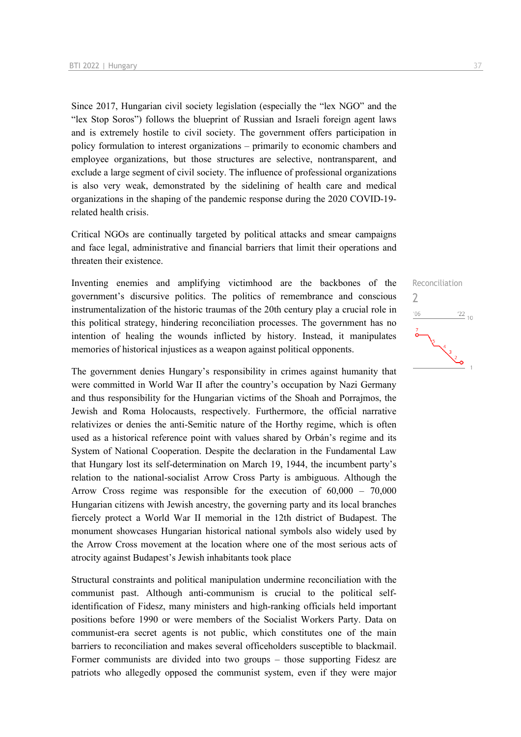Since 2017, Hungarian civil society legislation (especially the "lex NGO" and the "lex Stop Soros") follows the blueprint of Russian and Israeli foreign agent laws and is extremely hostile to civil society. The government offers participation in policy formulation to interest organizations – primarily to economic chambers and employee organizations, but those structures are selective, nontransparent, and exclude a large segment of civil society. The influence of professional organizations is also very weak, demonstrated by the sidelining of health care and medical organizations in the shaping of the pandemic response during the 2020 COVID-19-related health crisis.

Critical NGOs are continually targeted by political attacks and smear campaigns and face legal, administrative and financial barriers that limit their operations and threaten their existence.

Reconciliation
2

Inventing enemies and amplifying victimhood are the backbones of the government's discursive politics. The politics of remembrance and conscious instrumentalization of the historic traumas of the 20th century play a crucial role in this political strategy, hindering reconciliation processes. The government has no intention of healing the wounds inflicted by history. Instead, it manipulates memories of historical injustices as a weapon against political opponents.

The government denies Hungary's responsibility in crimes against humanity that were committed in World War II after the country's occupation by Nazi Germany and thus responsibility for the Hungarian victims of the Shoah and Porrajmos, the Jewish and Roma Holocausts, respectively. Furthermore, the official narrative relativizes or denies the anti-Semitic nature of the Horthy regime, which is often used as a historical reference point with values shared by Orbán's regime and its System of National Cooperation. Despite the declaration in the Fundamental Law that Hungary lost its self-determination on March 19, 1944, the incumbent party's relation to the national-socialist Arrow Cross Party is ambiguous. Although the Arrow Cross regime was responsible for the execution of 60,000 – 70,000 Hungarian citizens with Jewish ancestry, the governing party and its local branches fiercely protect a World War II memorial in the 12th district of Budapest. The monument showcases Hungarian historical national symbols also widely used by the Arrow Cross movement at the location where one of the most serious acts of atrocity against Budapest's Jewish inhabitants took place

Structural constraints and political manipulation undermine reconciliation with the communist past. Although anti-communism is crucial to the political self-identification of Fidesz, many ministers and high-ranking officials held important positions before 1990 or were members of the Socialist Workers Party. Data on communist-era secret agents is not public, which constitutes one of the main barriers to reconciliation and makes several officeholders susceptible to blackmail. Former communists are divided into two groups – those supporting Fidesz are patriots who allegedly opposed the communist system, even if they were major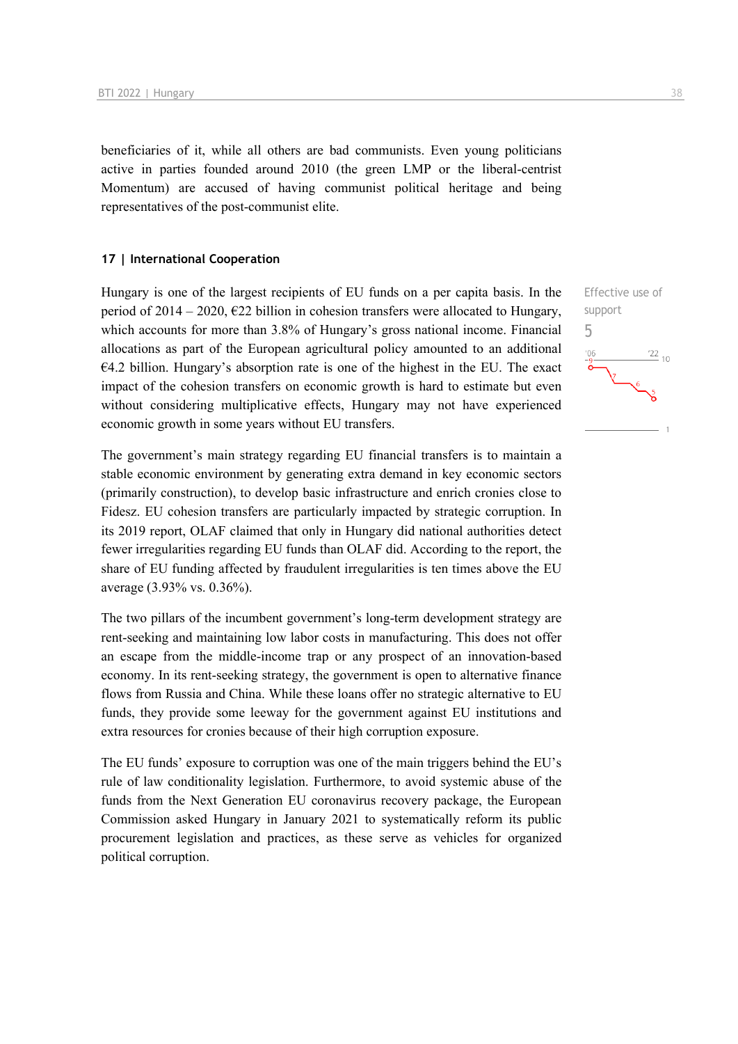beneficiaries of it, while all others are bad communists. Even young politicians active in parties founded around 2010 (the green LMP or the liberal-centrist Momentum) are accused of having communist political heritage and being representatives of the post-communist elite.

## 17 | International Cooperation

Effective use of support

5

Hungary is one of the largest recipients of EU funds on a per capita basis. In the period of 2014 – 2020, €22 billion in cohesion transfers were allocated to Hungary, which accounts for more than 3.8% of Hungary's gross national income. Financial allocations as part of the European agricultural policy amounted to an additional €4.2 billion. Hungary's absorption rate is one of the highest in the EU. The exact impact of the cohesion transfers on economic growth is hard to estimate but even without considering multiplicative effects, Hungary may not have experienced economic growth in some years without EU transfers.

The government's main strategy regarding EU financial transfers is to maintain a stable economic environment by generating extra demand in key economic sectors (primarily construction), to develop basic infrastructure and enrich cronies close to Fidesz. EU cohesion transfers are particularly impacted by strategic corruption. In its 2019 report, OLAF claimed that only in Hungary did national authorities detect fewer irregularities regarding EU funds than OLAF did. According to the report, the share of EU funding affected by fraudulent irregularities is ten times above the EU average (3.93% vs. 0.36%).

The two pillars of the incumbent government's long-term development strategy are rent-seeking and maintaining low labor costs in manufacturing. This does not offer an escape from the middle-income trap or any prospect of an innovation-based economy. In its rent-seeking strategy, the government is open to alternative finance flows from Russia and China. While these loans offer no strategic alternative to EU funds, they provide some leeway for the government against EU institutions and extra resources for cronies because of their high corruption exposure.

The EU funds' exposure to corruption was one of the main triggers behind the EU's rule of law conditionality legislation. Furthermore, to avoid systemic abuse of the funds from the Next Generation EU coronavirus recovery package, the European Commission asked Hungary in January 2021 to systematically reform its public procurement legislation and practices, as these serve as vehicles for organized political corruption.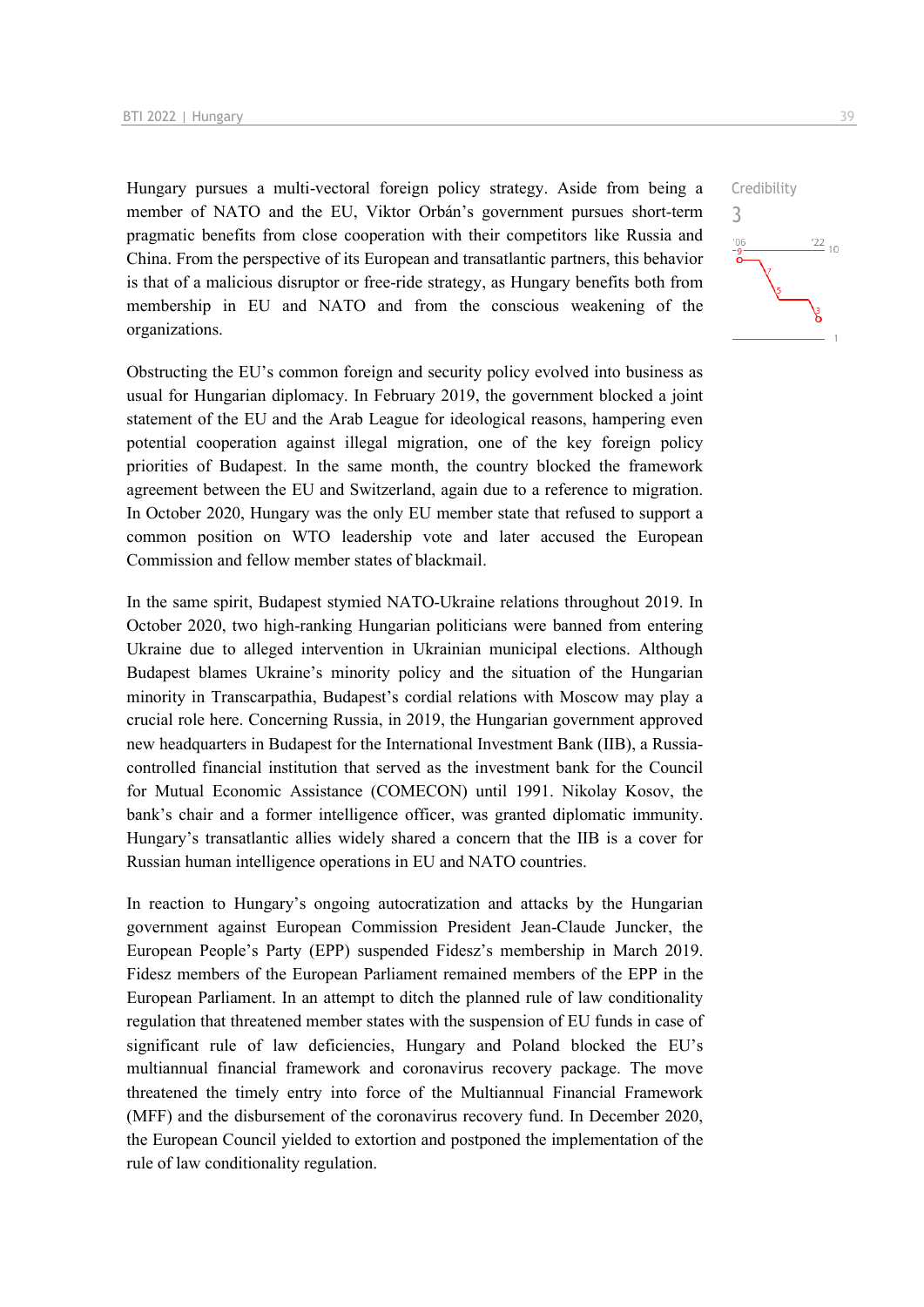Hungary pursues a multi-vectoral foreign policy strategy. Aside from being a member of NATO and the EU, Viktor Orbán's government pursues short-term pragmatic benefits from close cooperation with their competitors like Russia and China. From the perspective of its European and transatlantic partners, this behavior is that of a malicious disruptor or free-ride strategy, as Hungary benefits both from membership in EU and NATO and from the conscious weakening of the organizations.

Credibility
3

Obstructing the EU's common foreign and security policy evolved into business as usual for Hungarian diplomacy. In February 2019, the government blocked a joint statement of the EU and the Arab League for ideological reasons, hampering even potential cooperation against illegal migration, one of the key foreign policy priorities of Budapest. In the same month, the country blocked the framework agreement between the EU and Switzerland, again due to a reference to migration. In October 2020, Hungary was the only EU member state that refused to support a common position on WTO leadership vote and later accused the European Commission and fellow member states of blackmail.

In the same spirit, Budapest stymied NATO-Ukraine relations throughout 2019. In October 2020, two high-ranking Hungarian politicians were banned from entering Ukraine due to alleged intervention in Ukrainian municipal elections. Although Budapest blames Ukraine's minority policy and the situation of the Hungarian minority in Transcarpathia, Budapest's cordial relations with Moscow may play a crucial role here. Concerning Russia, in 2019, the Hungarian government approved new headquarters in Budapest for the International Investment Bank (IIB), a Russia-controlled financial institution that served as the investment bank for the Council for Mutual Economic Assistance (COMECON) until 1991. Nikolay Kosov, the bank's chair and a former intelligence officer, was granted diplomatic immunity. Hungary's transatlantic allies widely shared a concern that the IIB is a cover for Russian human intelligence operations in EU and NATO countries.

In reaction to Hungary's ongoing autocratization and attacks by the Hungarian government against European Commission President Jean-Claude Juncker, the European People's Party (EPP) suspended Fidesz's membership in March 2019. Fidesz members of the European Parliament remained members of the EPP in the European Parliament. In an attempt to ditch the planned rule of law conditionality regulation that threatened member states with the suspension of EU funds in case of significant rule of law deficiencies, Hungary and Poland blocked the EU's multiannual financial framework and coronavirus recovery package. The move threatened the timely entry into force of the Multiannual Financial Framework (MFF) and the disbursement of the coronavirus recovery fund. In December 2020, the European Council yielded to extortion and postponed the implementation of the rule of law conditionality regulation.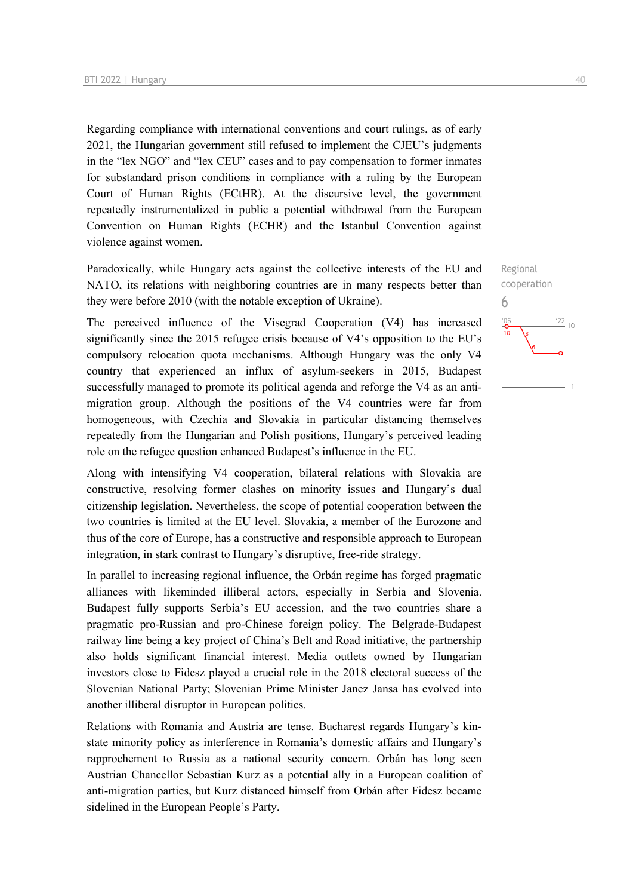Regarding compliance with international conventions and court rulings, as of early 2021, the Hungarian government still refused to implement the CJEU's judgments in the "lex NGO" and "lex CEU" cases and to pay compensation to former inmates for substandard prison conditions in compliance with a ruling by the European Court of Human Rights (ECtHR). At the discursive level, the government repeatedly instrumentalized in public a potential withdrawal from the European Convention on Human Rights (ECHR) and the Istanbul Convention against violence against women.

Regional cooperation
6

Paradoxically, while Hungary acts against the collective interests of the EU and NATO, its relations with neighboring countries are in many respects better than they were before 2010 (with the notable exception of Ukraine).

The perceived influence of the Visegrad Cooperation (V4) has increased significantly since the 2015 refugee crisis because of V4's opposition to the EU's compulsory relocation quota mechanisms. Although Hungary was the only V4 country that experienced an influx of asylum-seekers in 2015, Budapest successfully managed to promote its political agenda and reforge the V4 as an anti-migration group. Although the positions of the V4 countries were far from homogeneous, with Czechia and Slovakia in particular distancing themselves repeatedly from the Hungarian and Polish positions, Hungary's perceived leading role on the refugee question enhanced Budapest's influence in the EU.

Along with intensifying V4 cooperation, bilateral relations with Slovakia are constructive, resolving former clashes on minority issues and Hungary's dual citizenship legislation. Nevertheless, the scope of potential cooperation between the two countries is limited at the EU level. Slovakia, a member of the Eurozone and thus of the core of Europe, has a constructive and responsible approach to European integration, in stark contrast to Hungary's disruptive, free-ride strategy.

In parallel to increasing regional influence, the Orbán regime has forged pragmatic alliances with likeminded illiberal actors, especially in Serbia and Slovenia. Budapest fully supports Serbia's EU accession, and the two countries share a pragmatic pro-Russian and pro-Chinese foreign policy. The Belgrade-Budapest railway line being a key project of China's Belt and Road initiative, the partnership also holds significant financial interest. Media outlets owned by Hungarian investors close to Fidesz played a crucial role in the 2018 electoral success of the Slovenian National Party; Slovenian Prime Minister Janez Jansa has evolved into another illiberal disruptor in European politics.

Relations with Romania and Austria are tense. Bucharest regards Hungary's kin-state minority policy as interference in Romania's domestic affairs and Hungary's rapprochement to Russia as a national security concern. Orbán has long seen Austrian Chancellor Sebastian Kurz as a potential ally in a European coalition of anti-migration parties, but Kurz distanced himself from Orbán after Fidesz became sidelined in the European People's Party.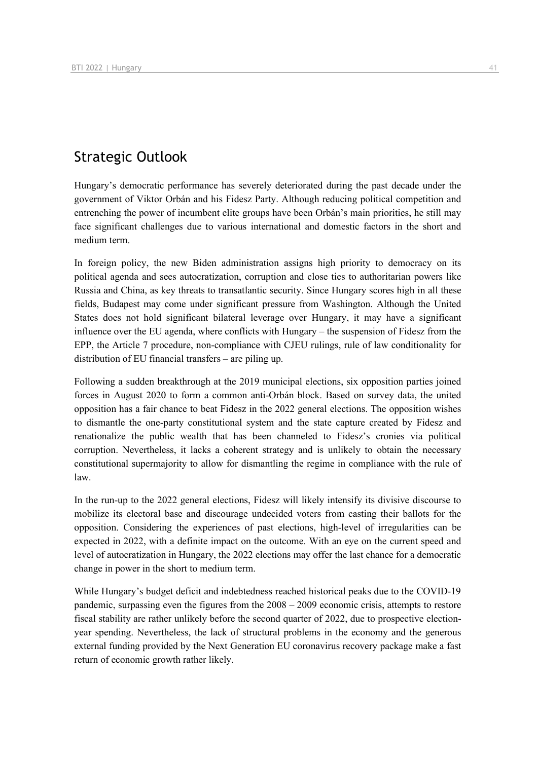## Strategic Outlook

Hungary's democratic performance has severely deteriorated during the past decade under the government of Viktor Orbán and his Fidesz Party. Although reducing political competition and entrenching the power of incumbent elite groups have been Orbán's main priorities, he still may face significant challenges due to various international and domestic factors in the short and medium term.

In foreign policy, the new Biden administration assigns high priority to democracy on its political agenda and sees autocratization, corruption and close ties to authoritarian powers like Russia and China, as key threats to transatlantic security. Since Hungary scores high in all these fields, Budapest may come under significant pressure from Washington. Although the United States does not hold significant bilateral leverage over Hungary, it may have a significant influence over the EU agenda, where conflicts with Hungary – the suspension of Fidesz from the EPP, the Article 7 procedure, non-compliance with CJEU rulings, rule of law conditionality for distribution of EU financial transfers – are piling up.

Following a sudden breakthrough at the 2019 municipal elections, six opposition parties joined forces in August 2020 to form a common anti-Orbán block. Based on survey data, the united opposition has a fair chance to beat Fidesz in the 2022 general elections. The opposition wishes to dismantle the one-party constitutional system and the state capture created by Fidesz and renationalize the public wealth that has been channeled to Fidesz's cronies via political corruption. Nevertheless, it lacks a coherent strategy and is unlikely to obtain the necessary constitutional supermajority to allow for dismantling the regime in compliance with the rule of law.

In the run-up to the 2022 general elections, Fidesz will likely intensify its divisive discourse to mobilize its electoral base and discourage undecided voters from casting their ballots for the opposition. Considering the experiences of past elections, high-level of irregularities can be expected in 2022, with a definite impact on the outcome. With an eye on the current speed and level of autocratization in Hungary, the 2022 elections may offer the last chance for a democratic change in power in the short to medium term.

While Hungary's budget deficit and indebtedness reached historical peaks due to the COVID-19 pandemic, surpassing even the figures from the 2008 – 2009 economic crisis, attempts to restore fiscal stability are rather unlikely before the second quarter of 2022, due to prospective election-year spending. Nevertheless, the lack of structural problems in the economy and the generous external funding provided by the Next Generation EU coronavirus recovery package make a fast return of economic growth rather likely.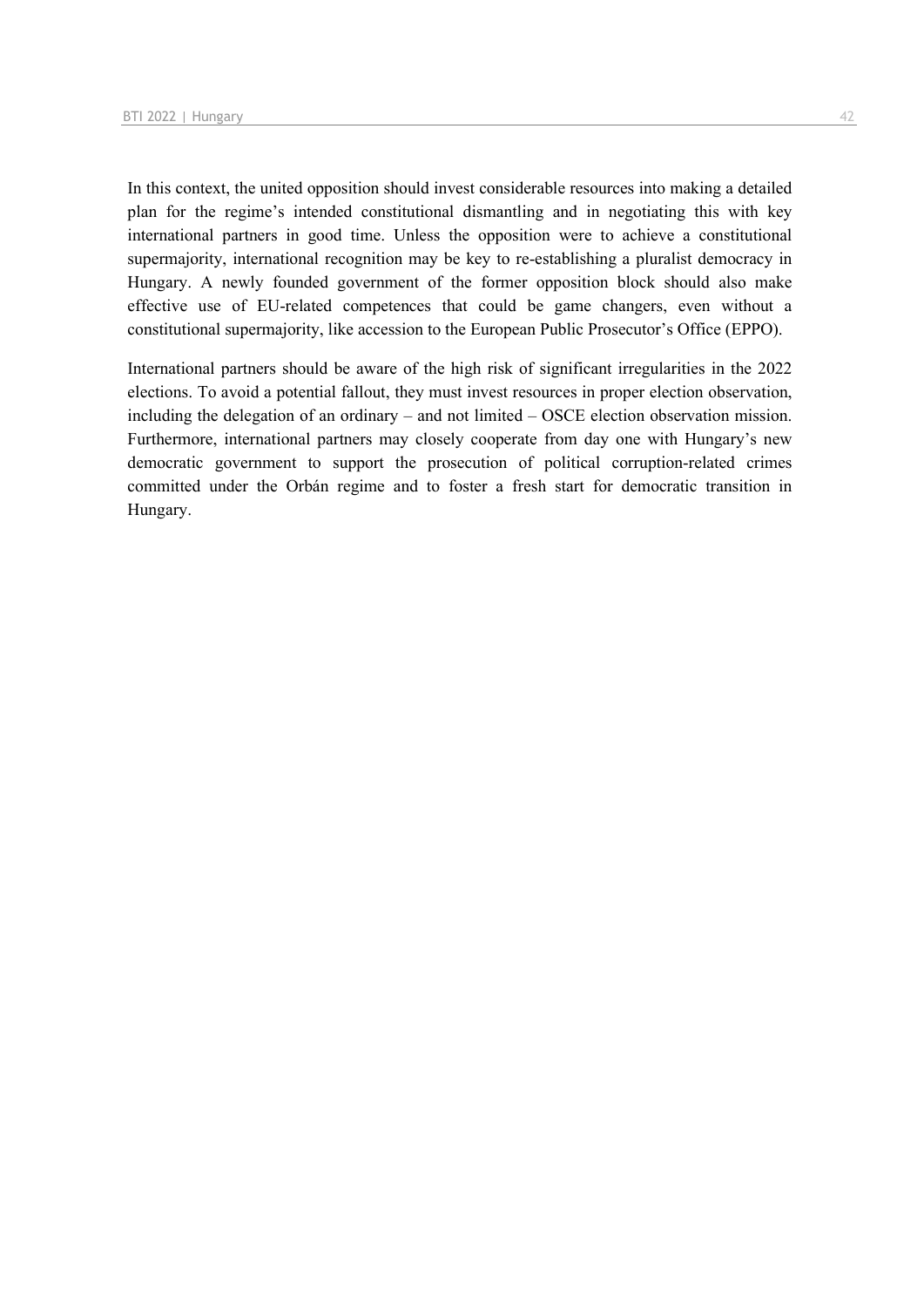In this context, the united opposition should invest considerable resources into making a detailed plan for the regime's intended constitutional dismantling and in negotiating this with key international partners in good time. Unless the opposition were to achieve a constitutional supermajority, international recognition may be key to re-establishing a pluralist democracy in Hungary. A newly founded government of the former opposition block should also make effective use of EU-related competences that could be game changers, even without a constitutional supermajority, like accession to the European Public Prosecutor's Office (EPPO).

International partners should be aware of the high risk of significant irregularities in the 2022 elections. To avoid a potential fallout, they must invest resources in proper election observation, including the delegation of an ordinary – and not limited – OSCE election observation mission. Furthermore, international partners may closely cooperate from day one with Hungary's new democratic government to support the prosecution of political corruption-related crimes committed under the Orbán regime and to foster a fresh start for democratic transition in Hungary.